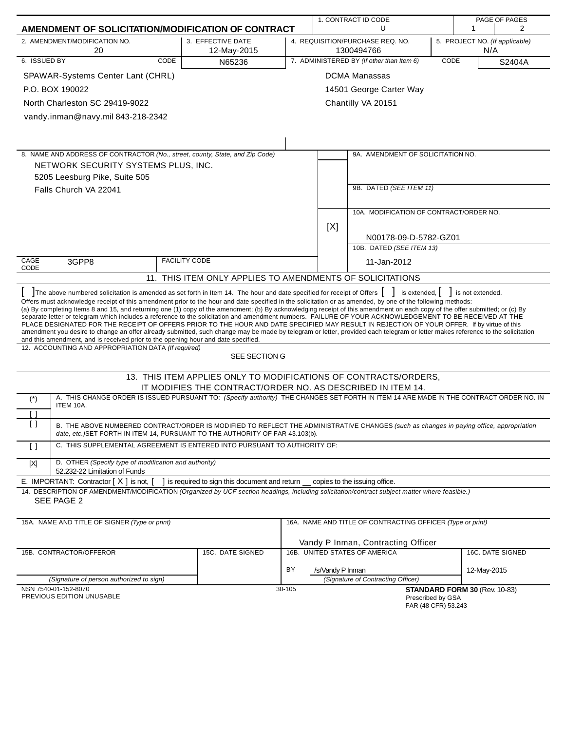# AMENDMENT OF SOLICITATION/MODIFICATION OF CONTRACT

| | |
|---|---|
| 1. CONTRACT ID CODE | U |
| PAGE OF PAGES | 1 2 |
| 2. AMENDMENT/MODIFICATION NO. | 20 |
| 3. EFFECTIVE DATE | 12-May-2015 |
| 4. REQUISITION/PURCHASE REQ. NO. | 1300494766 |
| 5. PROJECT NO. *(If applicable)* | N/A |
| 6. ISSUED BY CODE | N65236 |
| 7. ADMINISTERED BY *(If other than Item 6)* CODE | S2404A |

**6. ISSUED BY**
SPAWAR-Systems Center Lant (CHRL)
P.O. BOX 190022
North Charleston SC 29419-9022
vandy.inman@navy.mil 843-218-2342

**7. ADMINISTERED BY**
DCMA Manassas
14501 George Carter Way
Chantilly VA 20151

**8. NAME AND ADDRESS OF CONTRACTOR** *(No., street, county, State, and Zip Code)*
NETWORK SECURITY SYSTEMS PLUS, INC.
5205 Leesburg Pike, Suite 505
Falls Church VA 22041

CAGE CODE: 3GPP8
FACILITY CODE:

9A. AMENDMENT OF SOLICITATION NO.

9B. DATED *(SEE ITEM 11)*

[X] 10A. MODIFICATION OF CONTRACT/ORDER NO.
N00178-09-D-5782-GZ01

10B. DATED *(SEE ITEM 13)*
11-Jan-2012

## 11. THIS ITEM ONLY APPLIES TO AMENDMENTS OF SOLICITATIONS

[ ] The above numbered solicitation is amended as set forth in Item 14. The hour and date specified for receipt of Offers [ ] is extended, [ ] is not extended.
Offers must acknowledge receipt of this amendment prior to the hour and date specified in the solicitation or as amended, by one of the following methods:
(a) By completing Items 8 and 15, and returning one (1) copy of the amendment; (b) By acknowledging receipt of this amendment on each copy of the offer submitted; or (c) By separate letter or telegram which includes a reference to the solicitation and amendment numbers. FAILURE OF YOUR ACKNOWLEDGEMENT TO BE RECEIVED AT THE PLACE DESIGNATED FOR THE RECEIPT OF OFFERS PRIOR TO THE HOUR AND DATE SPECIFIED MAY RESULT IN REJECTION OF YOUR OFFER. If by virtue of this amendment you desire to change an offer already submitted, such change may be made by telegram or letter, provided each telegram or letter makes reference to the solicitation and this amendment, and is received prior to the opening hour and date specified.

12. ACCOUNTING AND APPROPRIATION DATA *(If required)*
SEE SECTION G

## 13. THIS ITEM APPLIES ONLY TO MODIFICATIONS OF CONTRACTS/ORDERS, IT MODIFIES THE CONTRACT/ORDER NO. AS DESCRIBED IN ITEM 14.

(*) A. THIS CHANGE ORDER IS ISSUED PURSUANT TO: *(Specify authority)* THE CHANGES SET FORTH IN ITEM 14 ARE MADE IN THE CONTRACT ORDER NO. IN ITEM 10A.
[ ]

[ ] B. THE ABOVE NUMBERED CONTRACT/ORDER IS MODIFIED TO REFLECT THE ADMINISTRATIVE CHANGES *(such as changes in paying office, appropriation date, etc.)* SET FORTH IN ITEM 14, PURSUANT TO THE AUTHORITY OF FAR 43.103(b).

[ ] C. THIS SUPPLEMENTAL AGREEMENT IS ENTERED INTO PURSUANT TO AUTHORITY OF:

[X] D. OTHER *(Specify type of modification and authority)*
52.232-22 Limitation of Funds

E. IMPORTANT: Contractor [ X ] is not, [ ] is required to sign this document and return __ copies to the issuing office.

14. DESCRIPTION OF AMENDMENT/MODIFICATION *(Organized by UCF section headings, including solicitation/contract subject matter where feasible.)*
SEE PAGE 2

| | |
|---|---|
| 15A. NAME AND TITLE OF SIGNER *(Type or print)* | 16A. NAME AND TITLE OF CONTRACTING OFFICER *(Type or print)*<br>Vandy P Inman, Contracting Officer |
| 15B. CONTRACTOR/OFFEROR<br>*(Signature of person authorized to sign)* | 16B. UNITED STATES OF AMERICA<br>BY /s/Vandy P Inman<br>*(Signature of Contracting Officer)* |
| 15C. DATE SIGNED | 16C. DATE SIGNED<br>12-May-2015 |

NSN 7540-01-152-8070
PREVIOUS EDITION UNUSABLE
30-105
**STANDARD FORM 30** (Rev. 10-83)
Prescribed by GSA
FAR (48 CFR) 53.243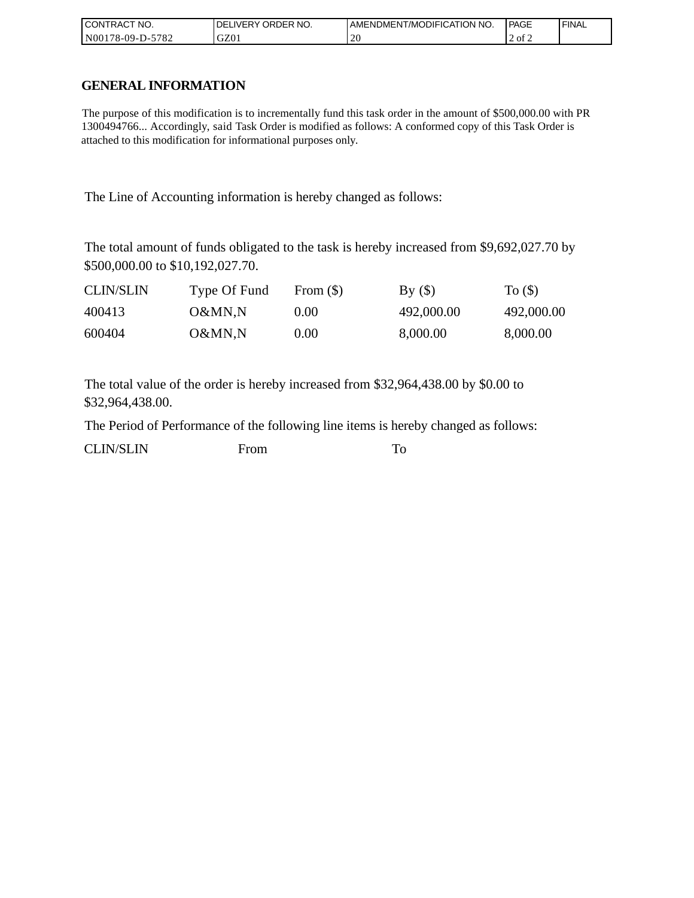| CONTRACT NO. | DELIVERY ORDER NO. | AMENDMENT/MODIFICATION NO. | PAGE | FINAL |
| --- | --- | --- | --- | --- |
| N00178-09-D-5782 | GZ01 | 20 | 2 of 2 | |

## GENERAL INFORMATION

The purpose of this modification is to incrementally fund this task order in the amount of $500,000.00 with PR 1300494766... Accordingly, said Task Order is modified as follows: A conformed copy of this Task Order is attached to this modification for informational purposes only.

The Line of Accounting information is hereby changed as follows:

The total amount of funds obligated to the task is hereby increased from $9,692,027.70 by $500,000.00 to $10,192,027.70.

| CLIN/SLIN | Type Of Fund | From ($) | By ($) | To ($) |
| --- | --- | --- | --- | --- |
| 400413 | O&MN,N | 0.00 | 492,000.00 | 492,000.00 |
| 600404 | O&MN,N | 0.00 | 8,000.00 | 8,000.00 |

The total value of the order is hereby increased from $32,964,438.00 by $0.00 to $32,964,438.00.

The Period of Performance of the following line items is hereby changed as follows:

| CLIN/SLIN | From | To |
| --- | --- | --- |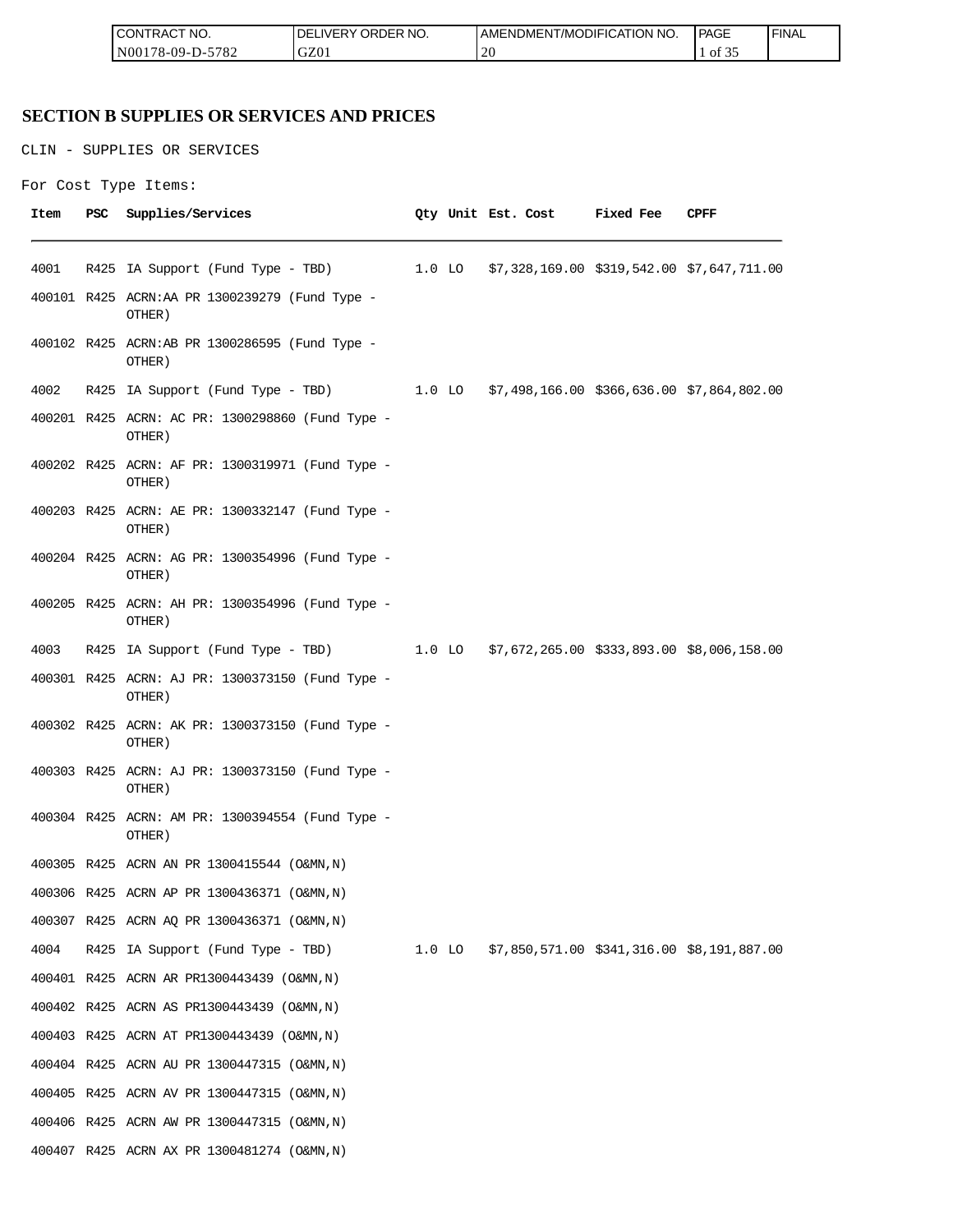## SECTION B SUPPLIES OR SERVICES AND PRICES

CLIN - SUPPLIES OR SERVICES

For Cost Type Items:

| Item | PSC | Supplies/Services | Qty | Unit | Est. Cost | Fixed Fee | CPFF |
|---|---|---|---|---|---|---|---|
| 4001 | R425 | IA Support (Fund Type - TBD) | 1.0 | LO | $7,328,169.00 | $319,542.00 | $7,647,711.00 |
| 400101 | R425 | ACRN:AA PR 1300239279 (Fund Type - OTHER) | | | | | |
| 400102 | R425 | ACRN:AB PR 1300286595 (Fund Type - OTHER) | | | | | |
| 4002 | R425 | IA Support (Fund Type - TBD) | 1.0 | LO | $7,498,166.00 | $366,636.00 | $7,864,802.00 |
| 400201 | R425 | ACRN: AC PR: 1300298860 (Fund Type - OTHER) | | | | | |
| 400202 | R425 | ACRN: AF PR: 1300319971 (Fund Type - OTHER) | | | | | |
| 400203 | R425 | ACRN: AE PR: 1300332147 (Fund Type - OTHER) | | | | | |
| 400204 | R425 | ACRN: AG PR: 1300354996 (Fund Type - OTHER) | | | | | |
| 400205 | R425 | ACRN: AH PR: 1300354996 (Fund Type - OTHER) | | | | | |
| 4003 | R425 | IA Support (Fund Type - TBD) | 1.0 | LO | $7,672,265.00 | $333,893.00 | $8,006,158.00 |
| 400301 | R425 | ACRN: AJ PR: 1300373150 (Fund Type - OTHER) | | | | | |
| 400302 | R425 | ACRN: AK PR: 1300373150 (Fund Type - OTHER) | | | | | |
| 400303 | R425 | ACRN: AJ PR: 1300373150 (Fund Type - OTHER) | | | | | |
| 400304 | R425 | ACRN: AM PR: 1300394554 (Fund Type - OTHER) | | | | | |
| 400305 | R425 | ACRN AN PR 1300415544 (O&MN,N) | | | | | |
| 400306 | R425 | ACRN AP PR 1300436371 (O&MN,N) | | | | | |
| 400307 | R425 | ACRN AQ PR 1300436371 (O&MN,N) | | | | | |
| 4004 | R425 | IA Support (Fund Type - TBD) | 1.0 | LO | $7,850,571.00 | $341,316.00 | $8,191,887.00 |
| 400401 | R425 | ACRN AR PR1300443439 (O&MN,N) | | | | | |
| 400402 | R425 | ACRN AS PR1300443439 (O&MN,N) | | | | | |
| 400403 | R425 | ACRN AT PR1300443439 (O&MN,N) | | | | | |
| 400404 | R425 | ACRN AU PR 1300447315 (O&MN,N) | | | | | |
| 400405 | R425 | ACRN AV PR 1300447315 (O&MN,N) | | | | | |
| 400406 | R425 | ACRN AW PR 1300447315 (O&MN,N) | | | | | |
| 400407 | R425 | ACRN AX PR 1300481274 (O&MN,N) | | | | | |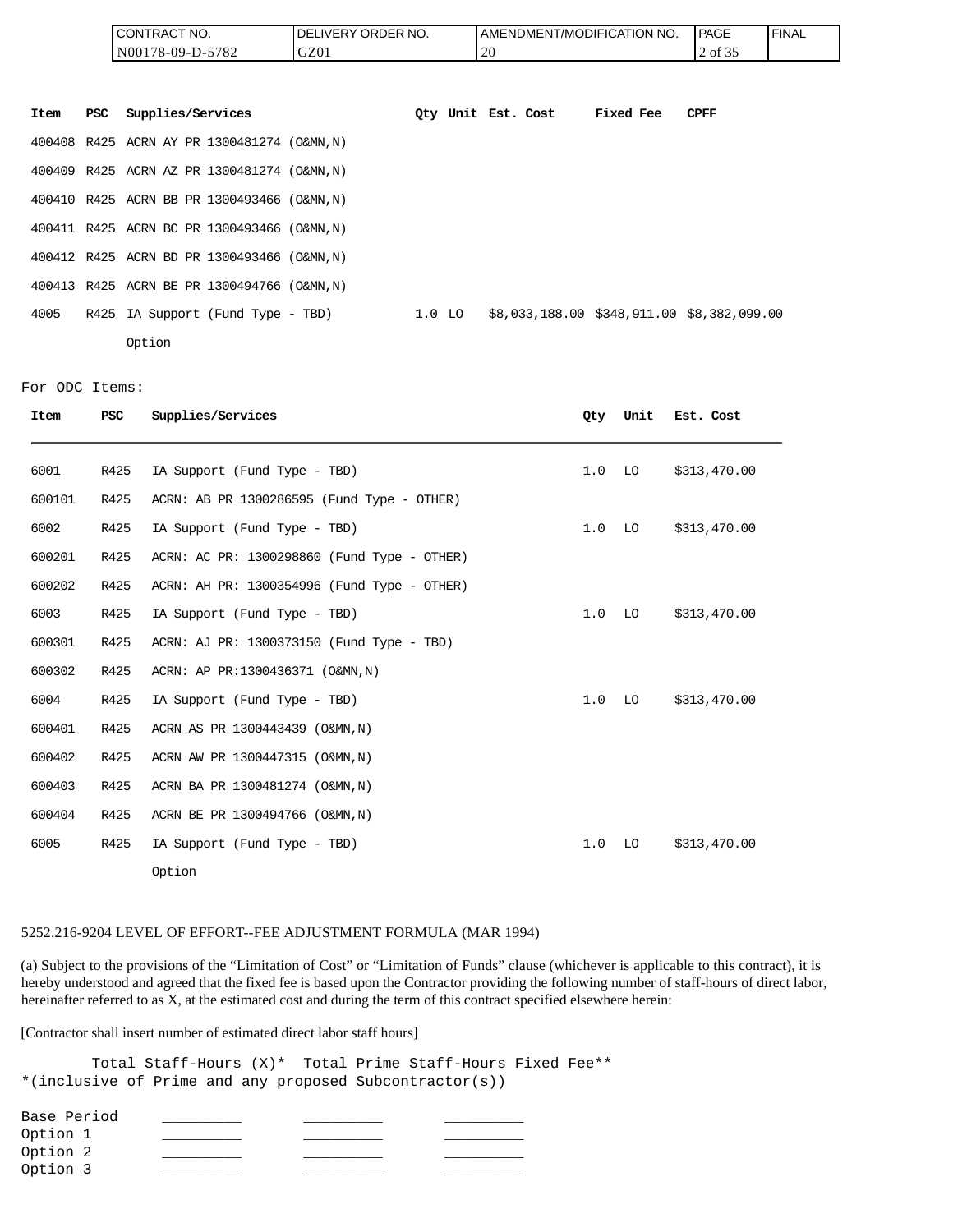| Item | PSC | Supplies/Services | Qty | Unit | Est. Cost | Fixed Fee | CPFF |
|---|---|---|---|---|---|---|---|
| 400408 | R425 | ACRN AY PR 1300481274 (O&MN,N) | | | | | |
| 400409 | R425 | ACRN AZ PR 1300481274 (O&MN,N) | | | | | |
| 400410 | R425 | ACRN BB PR 1300493466 (O&MN,N) | | | | | |
| 400411 | R425 | ACRN BC PR 1300493466 (O&MN,N) | | | | | |
| 400412 | R425 | ACRN BD PR 1300493466 (O&MN,N) | | | | | |
| 400413 | R425 | ACRN BE PR 1300494766 (O&MN,N) | | | | | |
| 4005 | R425 | IA Support (Fund Type - TBD) Option | 1.0 | LO | $8,033,188.00 | $348,911.00 | $8,382,099.00 |

For ODC Items:

| Item | PSC | Supplies/Services | Qty | Unit | Est. Cost |
|---|---|---|---|---|---|
| 6001 | R425 | IA Support (Fund Type - TBD) | 1.0 | LO | $313,470.00 |
| 600101 | R425 | ACRN: AB PR 1300286595 (Fund Type - OTHER) | | | |
| 6002 | R425 | IA Support (Fund Type - TBD) | 1.0 | LO | $313,470.00 |
| 600201 | R425 | ACRN: AC PR: 1300298860 (Fund Type - OTHER) | | | |
| 600202 | R425 | ACRN: AH PR: 1300354996 (Fund Type - OTHER) | | | |
| 6003 | R425 | IA Support (Fund Type - TBD) | 1.0 | LO | $313,470.00 |
| 600301 | R425 | ACRN: AJ PR: 1300373150 (Fund Type - TBD) | | | |
| 600302 | R425 | ACRN: AP PR:1300436371 (O&MN,N) | | | |
| 6004 | R425 | IA Support (Fund Type - TBD) | 1.0 | LO | $313,470.00 |
| 600401 | R425 | ACRN AS PR 1300443439 (O&MN,N) | | | |
| 600402 | R425 | ACRN AW PR 1300447315 (O&MN,N) | | | |
| 600403 | R425 | ACRN BA PR 1300481274 (O&MN,N) | | | |
| 600404 | R425 | ACRN BE PR 1300494766 (O&MN,N) | | | |
| 6005 | R425 | IA Support (Fund Type - TBD) Option | 1.0 | LO | $313,470.00 |

5252.216-9204 LEVEL OF EFFORT--FEE ADJUSTMENT FORMULA (MAR 1994)

(a) Subject to the provisions of the "Limitation of Cost" or "Limitation of Funds" clause (whichever is applicable to this contract), it is hereby understood and agreed that the fixed fee is based upon the Contractor providing the following number of staff-hours of direct labor, hereinafter referred to as X, at the estimated cost and during the term of this contract specified elsewhere herein:

[Contractor shall insert number of estimated direct labor staff hours]

| | Total Staff-Hours (X)* | Total Prime Staff-Hours | Fixed Fee** |
|---|---|---|---|
| Base Period | __________ | __________ | __________ |
| Option 1 | __________ | __________ | __________ |
| Option 2 | __________ | __________ | __________ |
| Option 3 | __________ | __________ | __________ |

*(inclusive of Prime and any proposed Subcontractor(s))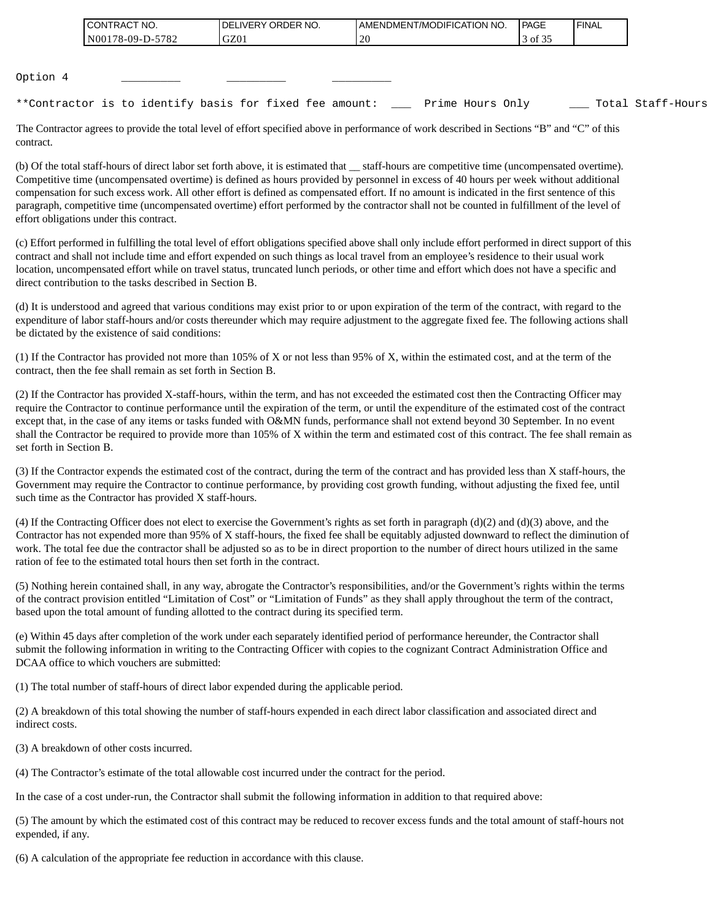Option 4 __________ __________ __________

**Contractor is to identify basis for fixed fee amount: ___ Prime Hours Only ___ Total Staff-Hours

The Contractor agrees to provide the total level of effort specified above in performance of work described in Sections "B" and "C" of this contract.

(b) Of the total staff-hours of direct labor set forth above, it is estimated that __ staff-hours are competitive time (uncompensated overtime). Competitive time (uncompensated overtime) is defined as hours provided by personnel in excess of 40 hours per week without additional compensation for such excess work. All other effort is defined as compensated effort. If no amount is indicated in the first sentence of this paragraph, competitive time (uncompensated overtime) effort performed by the contractor shall not be counted in fulfillment of the level of effort obligations under this contract.

(c) Effort performed in fulfilling the total level of effort obligations specified above shall only include effort performed in direct support of this contract and shall not include time and effort expended on such things as local travel from an employee's residence to their usual work location, uncompensated effort while on travel status, truncated lunch periods, or other time and effort which does not have a specific and direct contribution to the tasks described in Section B.

(d) It is understood and agreed that various conditions may exist prior to or upon expiration of the term of the contract, with regard to the expenditure of labor staff-hours and/or costs thereunder which may require adjustment to the aggregate fixed fee. The following actions shall be dictated by the existence of said conditions:

(1) If the Contractor has provided not more than 105% of X or not less than 95% of X, within the estimated cost, and at the term of the contract, then the fee shall remain as set forth in Section B.

(2) If the Contractor has provided X-staff-hours, within the term, and has not exceeded the estimated cost then the Contracting Officer may require the Contractor to continue performance until the expiration of the term, or until the expenditure of the estimated cost of the contract except that, in the case of any items or tasks funded with O&MN funds, performance shall not extend beyond 30 September. In no event shall the Contractor be required to provide more than 105% of X within the term and estimated cost of this contract. The fee shall remain as set forth in Section B.

(3) If the Contractor expends the estimated cost of the contract, during the term of the contract and has provided less than X staff-hours, the Government may require the Contractor to continue performance, by providing cost growth funding, without adjusting the fixed fee, until such time as the Contractor has provided X staff-hours.

(4) If the Contracting Officer does not elect to exercise the Government's rights as set forth in paragraph (d)(2) and (d)(3) above, and the Contractor has not expended more than 95% of X staff-hours, the fixed fee shall be equitably adjusted downward to reflect the diminution of work. The total fee due the contractor shall be adjusted so as to be in direct proportion to the number of direct hours utilized in the same ration of fee to the estimated total hours then set forth in the contract.

(5) Nothing herein contained shall, in any way, abrogate the Contractor's responsibilities, and/or the Government's rights within the terms of the contract provision entitled "Limitation of Cost" or "Limitation of Funds" as they shall apply throughout the term of the contract, based upon the total amount of funding allotted to the contract during its specified term.

(e) Within 45 days after completion of the work under each separately identified period of performance hereunder, the Contractor shall submit the following information in writing to the Contracting Officer with copies to the cognizant Contract Administration Office and DCAA office to which vouchers are submitted:

(1) The total number of staff-hours of direct labor expended during the applicable period.

(2) A breakdown of this total showing the number of staff-hours expended in each direct labor classification and associated direct and indirect costs.

(3) A breakdown of other costs incurred.

(4) The Contractor's estimate of the total allowable cost incurred under the contract for the period.

In the case of a cost under-run, the Contractor shall submit the following information in addition to that required above:

(5) The amount by which the estimated cost of this contract may be reduced to recover excess funds and the total amount of staff-hours not expended, if any.

(6) A calculation of the appropriate fee reduction in accordance with this clause.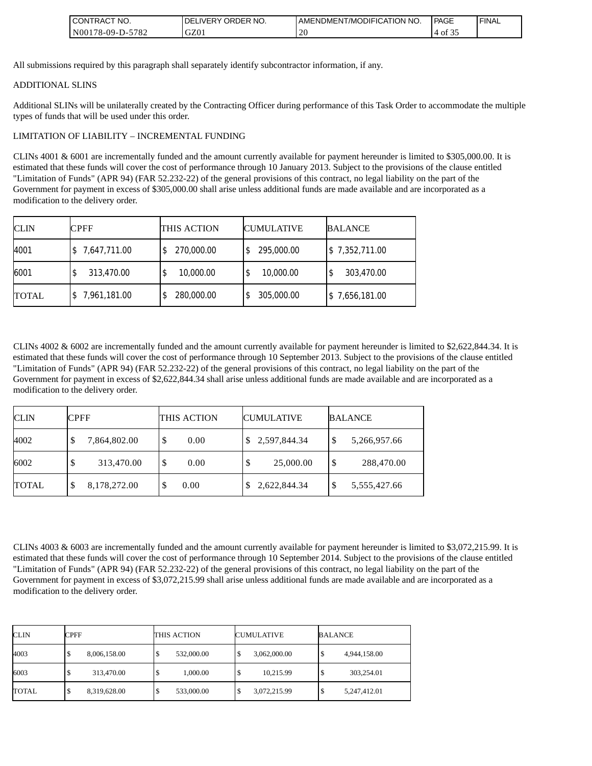All submissions required by this paragraph shall separately identify subcontractor information, if any.

ADDITIONAL SLINS

Additional SLINs will be unilaterally created by the Contracting Officer during performance of this Task Order to accommodate the multiple types of funds that will be used under this order.

LIMITATION OF LIABILITY – INCREMENTAL FUNDING

CLINs 4001 & 6001 are incrementally funded and the amount currently available for payment hereunder is limited to $305,000.00. It is estimated that these funds will cover the cost of performance through 10 January 2013. Subject to the provisions of the clause entitled "Limitation of Funds" (APR 94) (FAR 52.232-22) of the general provisions of this contract, no legal liability on the part of the Government for payment in excess of $305,000.00 shall arise unless additional funds are made available and are incorporated as a modification to the delivery order.

| CLIN | CPFF | THIS ACTION | CUMULATIVE | BALANCE |
|---|---|---|---|---|
| 4001 | $ 7,647,711.00 | $ 270,000.00 | $ 295,000.00 | $ 7,352,711.00 |
| 6001 | $ 313,470.00 | $ 10,000.00 | $ 10,000.00 | $ 303,470.00 |
| TOTAL | $ 7,961,181.00 | $ 280,000.00 | $ 305,000.00 | $ 7,656,181.00 |

CLINs 4002 & 6002 are incrementally funded and the amount currently available for payment hereunder is limited to $2,622,844.34. It is estimated that these funds will cover the cost of performance through 10 September 2013. Subject to the provisions of the clause entitled "Limitation of Funds" (APR 94) (FAR 52.232-22) of the general provisions of this contract, no legal liability on the part of the Government for payment in excess of $2,622,844.34 shall arise unless additional funds are made available and are incorporated as a modification to the delivery order.

| CLIN | CPFF | THIS ACTION | CUMULATIVE | BALANCE |
|---|---|---|---|---|
| 4002 | $ 7,864,802.00 | $ 0.00 | $ 2,597,844.34 | $ 5,266,957.66 |
| 6002 | $ 313,470.00 | $ 0.00 | $ 25,000.00 | $ 288,470.00 |
| TOTAL | $ 8,178,272.00 | $ 0.00 | $ 2,622,844.34 | $ 5,555,427.66 |

CLINs 4003 & 6003 are incrementally funded and the amount currently available for payment hereunder is limited to $3,072,215.99. It is estimated that these funds will cover the cost of performance through 10 September 2014. Subject to the provisions of the clause entitled "Limitation of Funds" (APR 94) (FAR 52.232-22) of the general provisions of this contract, no legal liability on the part of the Government for payment in excess of $3,072,215.99 shall arise unless additional funds are made available and are incorporated as a modification to the delivery order.

| CLIN | CPFF | THIS ACTION | CUMULATIVE | BALANCE |
|---|---|---|---|---|
| 4003 | $ 8,006,158.00 | $ 532,000.00 | $ 3,062,000.00 | $ 4,944,158.00 |
| 6003 | $ 313,470.00 | $ 1,000.00 | $ 10,215.99 | $ 303,254.01 |
| TOTAL | $ 8,319,628.00 | $ 533,000.00 | $ 3,072,215.99 | $ 5,247,412.01 |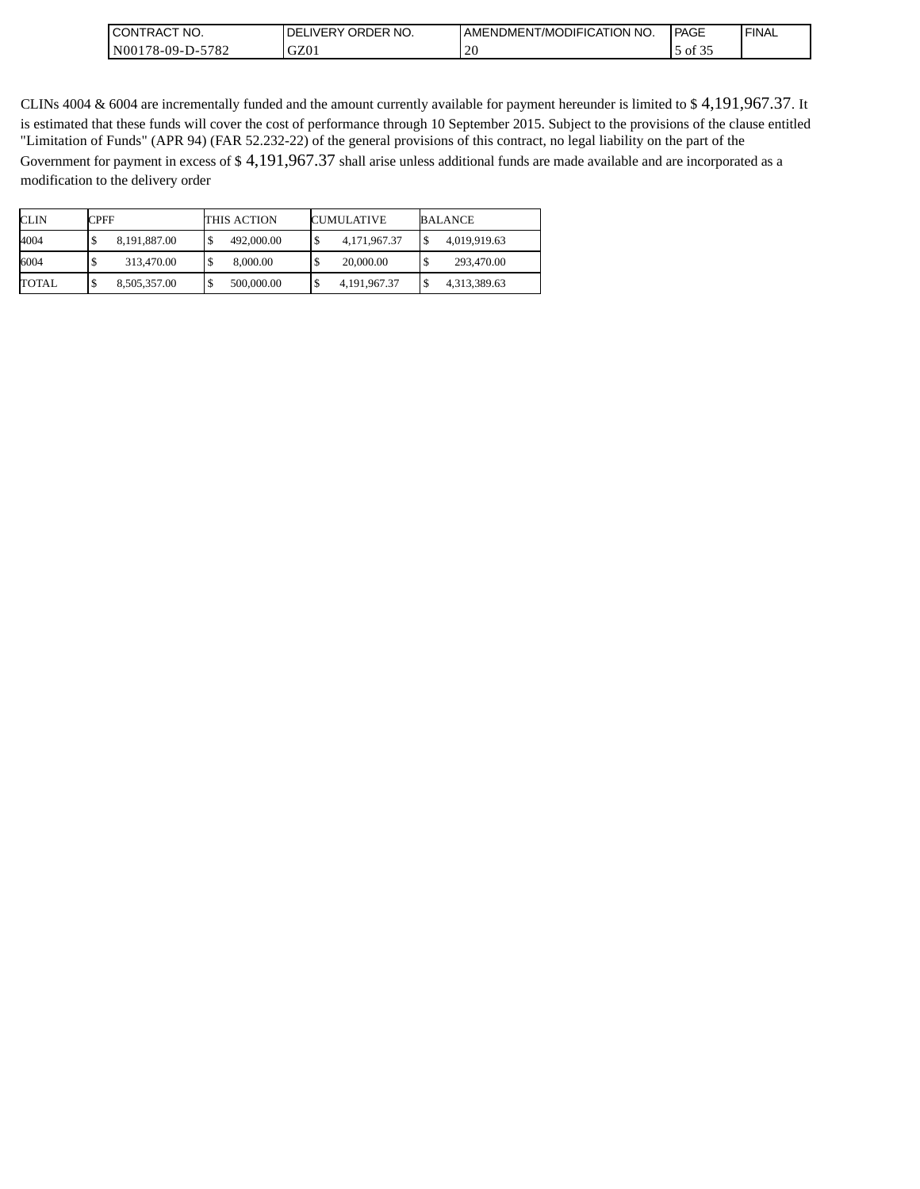CLINs 4004 & 6004 are incrementally funded and the amount currently available for payment hereunder is limited to $ 4,191,967.37. It is estimated that these funds will cover the cost of performance through 10 September 2015. Subject to the provisions of the clause entitled "Limitation of Funds" (APR 94) (FAR 52.232-22) of the general provisions of this contract, no legal liability on the part of the Government for payment in excess of $ 4,191,967.37 shall arise unless additional funds are made available and are incorporated as a modification to the delivery order

| CLIN | CPFF | THIS ACTION | CUMULATIVE | BALANCE |
|---|---|---|---|---|
| 4004 | $ 8,191,887.00 | $ 492,000.00 | $ 4,171,967.37 | $ 4,019,919.63 |
| 6004 | $ 313,470.00 | $ 8,000.00 | $ 20,000.00 | $ 293,470.00 |
| TOTAL | $ 8,505,357.00 | $ 500,000.00 | $ 4,191,967.37 | $ 4,313,389.63 |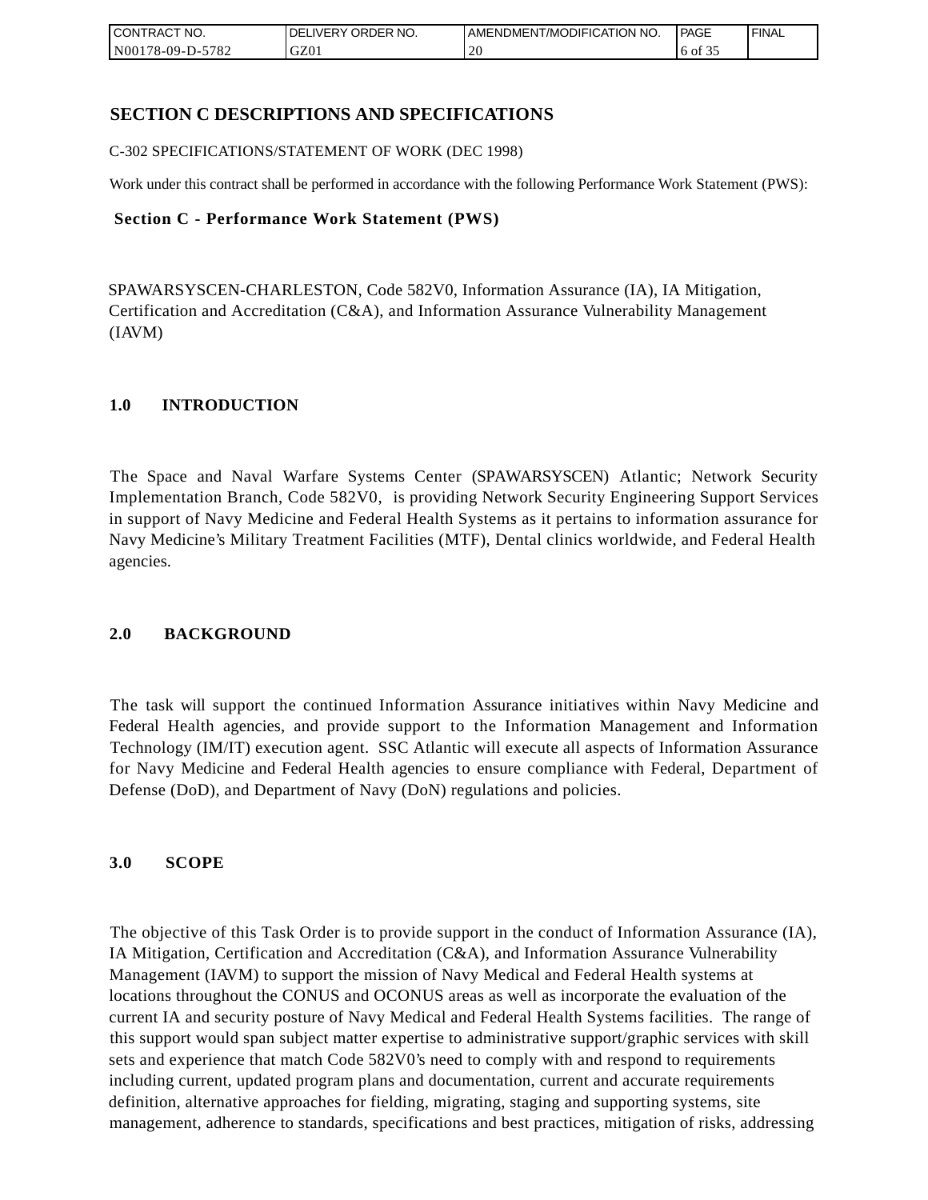# SECTION C DESCRIPTIONS AND SPECIFICATIONS

C-302 SPECIFICATIONS/STATEMENT OF WORK (DEC 1998)

Work under this contract shall be performed in accordance with the following Performance Work Statement (PWS):

## Section C - Performance Work Statement (PWS)

SPAWARSYSCEN-CHARLESTON, Code 582V0, Information Assurance (IA), IA Mitigation, Certification and Accreditation (C&A), and Information Assurance Vulnerability Management (IAVM)

## 1.0 INTRODUCTION

The Space and Naval Warfare Systems Center (SPAWARSYSCEN) Atlantic; Network Security Implementation Branch, Code 582V0, is providing Network Security Engineering Support Services in support of Navy Medicine and Federal Health Systems as it pertains to information assurance for Navy Medicine's Military Treatment Facilities (MTF), Dental clinics worldwide, and Federal Health agencies.

## 2.0 BACKGROUND

The task will support the continued Information Assurance initiatives within Navy Medicine and Federal Health agencies, and provide support to the Information Management and Information Technology (IM/IT) execution agent. SSC Atlantic will execute all aspects of Information Assurance for Navy Medicine and Federal Health agencies to ensure compliance with Federal, Department of Defense (DoD), and Department of Navy (DoN) regulations and policies.

## 3.0 SCOPE

The objective of this Task Order is to provide support in the conduct of Information Assurance (IA), IA Mitigation, Certification and Accreditation (C&A), and Information Assurance Vulnerability Management (IAVM) to support the mission of Navy Medical and Federal Health systems at locations throughout the CONUS and OCONUS areas as well as incorporate the evaluation of the current IA and security posture of Navy Medical and Federal Health Systems facilities. The range of this support would span subject matter expertise to administrative support/graphic services with skill sets and experience that match Code 582V0's need to comply with and respond to requirements including current, updated program plans and documentation, current and accurate requirements definition, alternative approaches for fielding, migrating, staging and supporting systems, site management, adherence to standards, specifications and best practices, mitigation of risks, addressing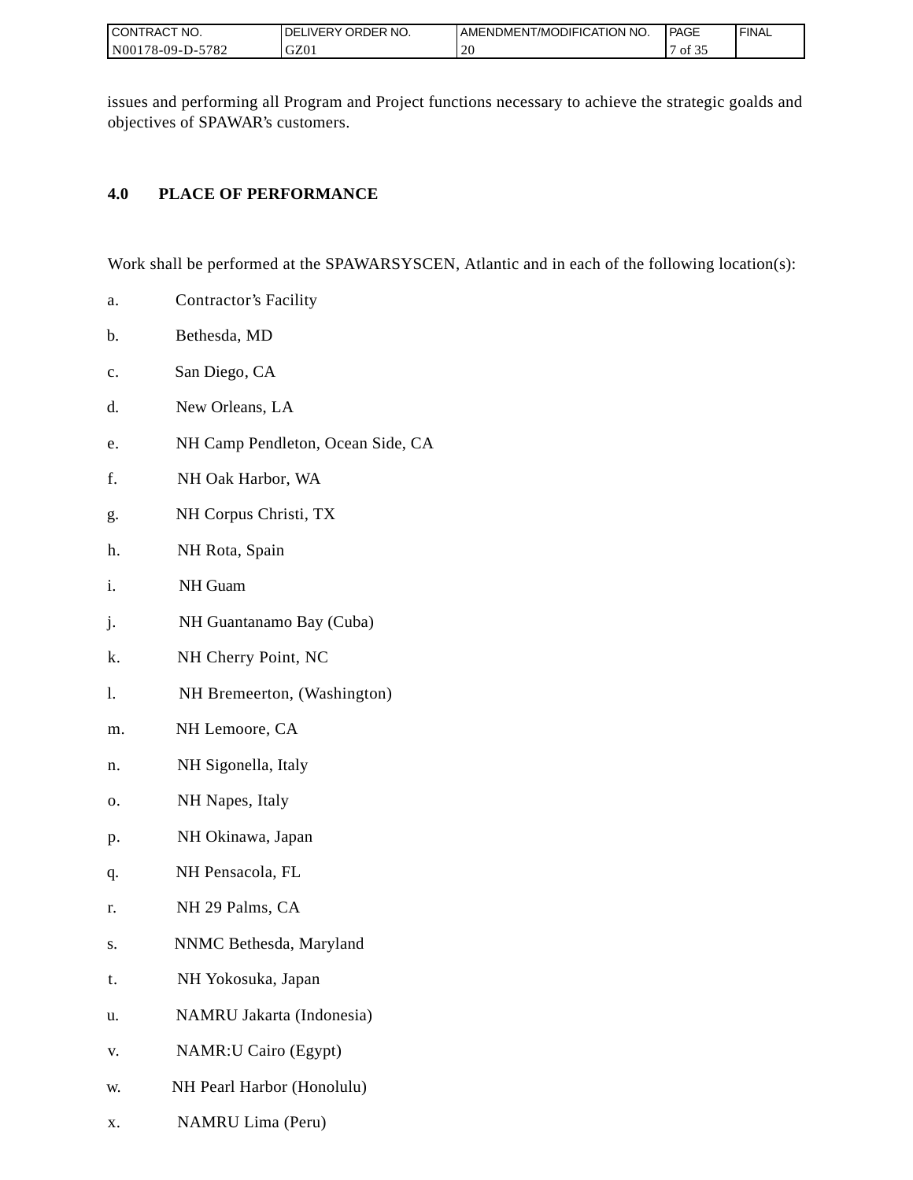issues and performing all Program and Project functions necessary to achieve the strategic goalds and objectives of SPAWAR's customers.

## 4.0 PLACE OF PERFORMANCE

Work shall be performed at the SPAWARSYSCEN, Atlantic and in each of the following location(s):

a. Contractor's Facility

b. Bethesda, MD

c. San Diego, CA

d. New Orleans, LA

e. NH Camp Pendleton, Ocean Side, CA

f. NH Oak Harbor, WA

g. NH Corpus Christi, TX

h. NH Rota, Spain

i. NH Guam

j. NH Guantanamo Bay (Cuba)

k. NH Cherry Point, NC

l. NH Bremeerton, (Washington)

m. NH Lemoore, CA

n. NH Sigonella, Italy

o. NH Napes, Italy

p. NH Okinawa, Japan

q. NH Pensacola, FL

r. NH 29 Palms, CA

s. NNMC Bethesda, Maryland

t. NH Yokosuka, Japan

u. NAMRU Jakarta (Indonesia)

v. NAMR:U Cairo (Egypt)

w. NH Pearl Harbor (Honolulu)

x. NAMRU Lima (Peru)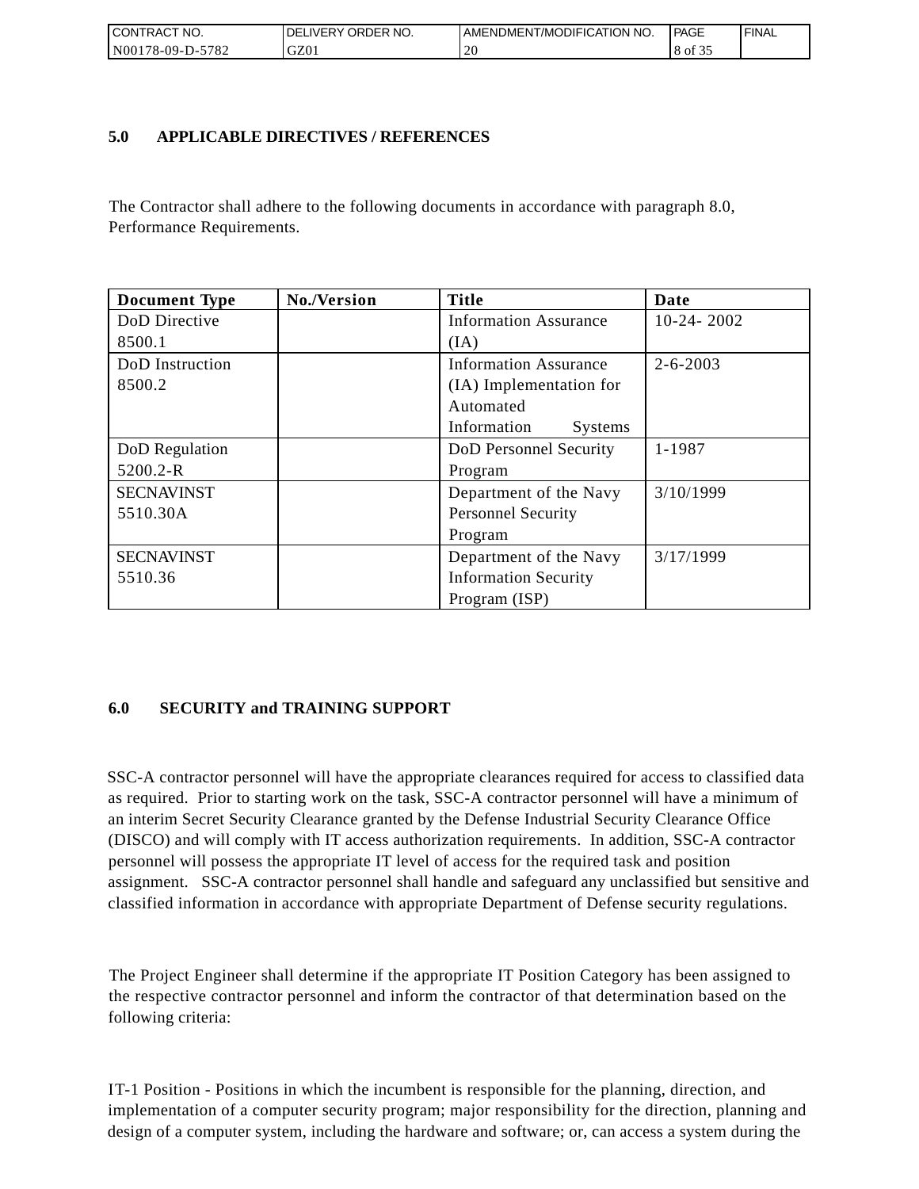## 5.0 APPLICABLE DIRECTIVES / REFERENCES

The Contractor shall adhere to the following documents in accordance with paragraph 8.0, Performance Requirements.

| Document Type | No./Version | Title | Date |
|---|---|---|---|
| DoD Directive 8500.1 | | Information Assurance (IA) | 10-24- 2002 |
| DoD Instruction 8500.2 | | Information Assurance (IA) Implementation for Automated Information Systems | 2-6-2003 |
| DoD Regulation 5200.2-R | | DoD Personnel Security Program | 1-1987 |
| SECNAVINST 5510.30A | | Department of the Navy Personnel Security Program | 3/10/1999 |
| SECNAVINST 5510.36 | | Department of the Navy Information Security Program (ISP) | 3/17/1999 |

## 6.0 SECURITY and TRAINING SUPPORT

SSC-A contractor personnel will have the appropriate clearances required for access to classified data as required. Prior to starting work on the task, SSC-A contractor personnel will have a minimum of an interim Secret Security Clearance granted by the Defense Industrial Security Clearance Office (DISCO) and will comply with IT access authorization requirements. In addition, SSC-A contractor personnel will possess the appropriate IT level of access for the required task and position assignment. SSC-A contractor personnel shall handle and safeguard any unclassified but sensitive and classified information in accordance with appropriate Department of Defense security regulations.

The Project Engineer shall determine if the appropriate IT Position Category has been assigned to the respective contractor personnel and inform the contractor of that determination based on the following criteria:

IT-1 Position - Positions in which the incumbent is responsible for the planning, direction, and implementation of a computer security program; major responsibility for the direction, planning and design of a computer system, including the hardware and software; or, can access a system during the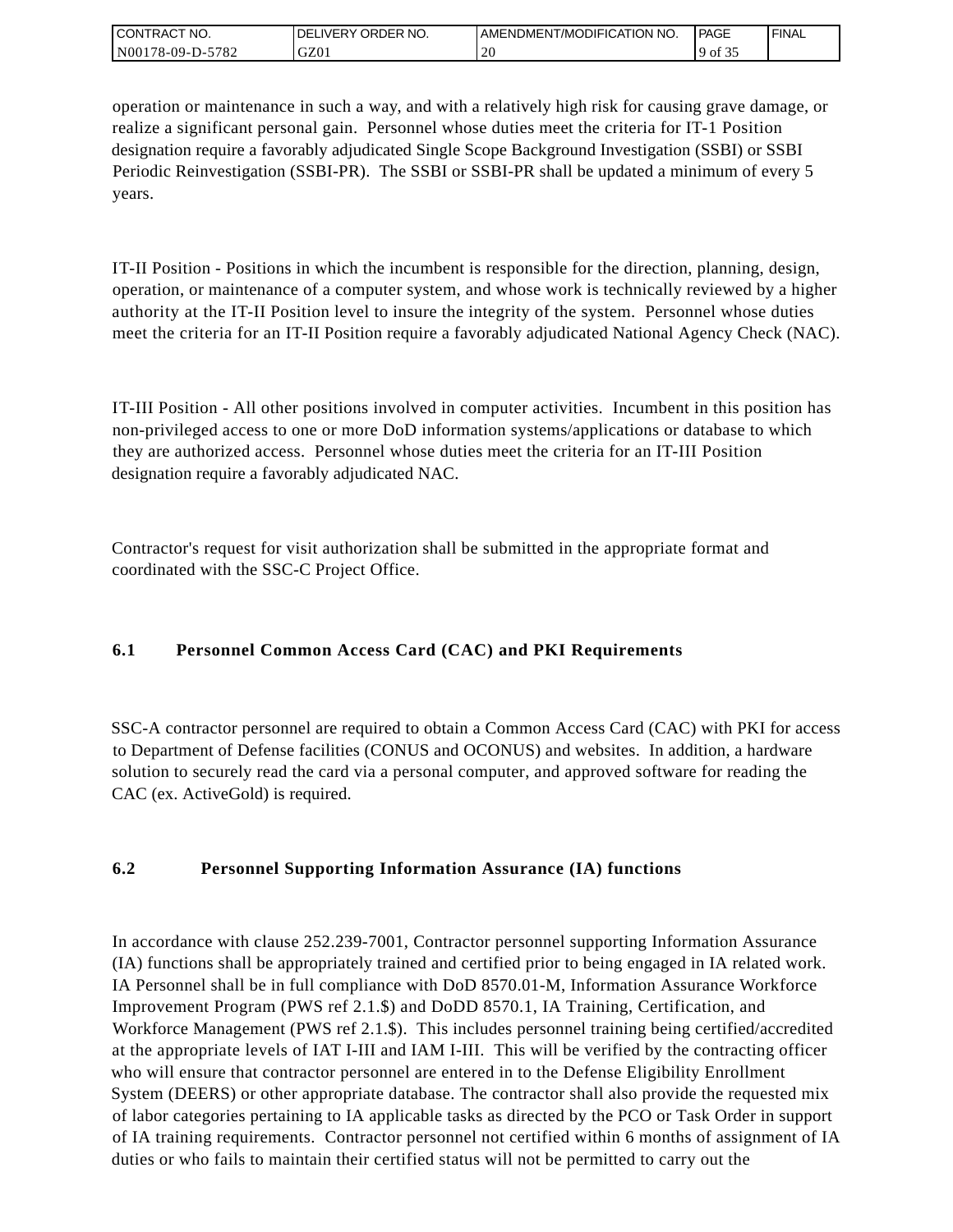operation or maintenance in such a way, and with a relatively high risk for causing grave damage, or realize a significant personal gain. Personnel whose duties meet the criteria for IT-1 Position designation require a favorably adjudicated Single Scope Background Investigation (SSBI) or SSBI Periodic Reinvestigation (SSBI-PR). The SSBI or SSBI-PR shall be updated a minimum of every 5 years.

IT-II Position - Positions in which the incumbent is responsible for the direction, planning, design, operation, or maintenance of a computer system, and whose work is technically reviewed by a higher authority at the IT-II Position level to insure the integrity of the system. Personnel whose duties meet the criteria for an IT-II Position require a favorably adjudicated National Agency Check (NAC).

IT-III Position - All other positions involved in computer activities. Incumbent in this position has non-privileged access to one or more DoD information systems/applications or database to which they are authorized access. Personnel whose duties meet the criteria for an IT-III Position designation require a favorably adjudicated NAC.

Contractor's request for visit authorization shall be submitted in the appropriate format and coordinated with the SSC-C Project Office.

### 6.1 Personnel Common Access Card (CAC) and PKI Requirements

SSC-A contractor personnel are required to obtain a Common Access Card (CAC) with PKI for access to Department of Defense facilities (CONUS and OCONUS) and websites. In addition, a hardware solution to securely read the card via a personal computer, and approved software for reading the CAC (ex. ActiveGold) is required.

### 6.2 Personnel Supporting Information Assurance (IA) functions

In accordance with clause 252.239-7001, Contractor personnel supporting Information Assurance (IA) functions shall be appropriately trained and certified prior to being engaged in IA related work. IA Personnel shall be in full compliance with DoD 8570.01-M, Information Assurance Workforce Improvement Program (PWS ref 2.1.$) and DoDD 8570.1, IA Training, Certification, and Workforce Management (PWS ref 2.1.$). This includes personnel training being certified/accredited at the appropriate levels of IAT I-III and IAM I-III. This will be verified by the contracting officer who will ensure that contractor personnel are entered in to the Defense Eligibility Enrollment System (DEERS) or other appropriate database. The contractor shall also provide the requested mix of labor categories pertaining to IA applicable tasks as directed by the PCO or Task Order in support of IA training requirements. Contractor personnel not certified within 6 months of assignment of IA duties or who fails to maintain their certified status will not be permitted to carry out the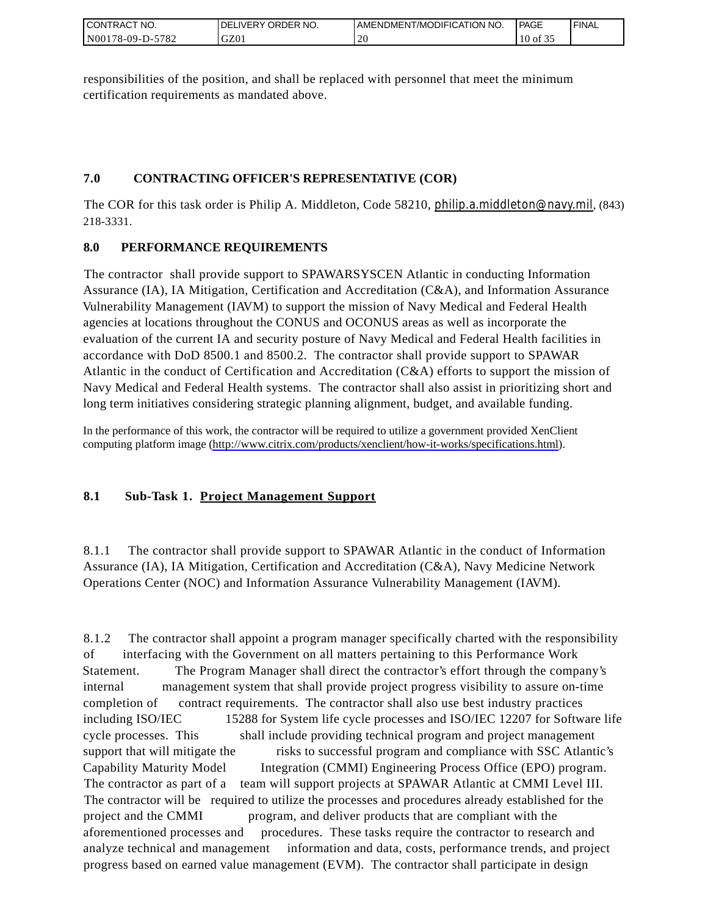responsibilities of the position, and shall be replaced with personnel that meet the minimum certification requirements as mandated above.

## 7.0 CONTRACTING OFFICER'S REPRESENTATIVE (COR)

The COR for this task order is Philip A. Middleton, Code 58210, philip.a.middleton@navy.mil, (843) 218-3331.

## 8.0 PERFORMANCE REQUIREMENTS

The contractor shall provide support to SPAWARSYSCEN Atlantic in conducting Information Assurance (IA), IA Mitigation, Certification and Accreditation (C&A), and Information Assurance Vulnerability Management (IAVM) to support the mission of Navy Medical and Federal Health agencies at locations throughout the CONUS and OCONUS areas as well as incorporate the evaluation of the current IA and security posture of Navy Medical and Federal Health facilities in accordance with DoD 8500.1 and 8500.2. The contractor shall provide support to SPAWAR Atlantic in the conduct of Certification and Accreditation (C&A) efforts to support the mission of Navy Medical and Federal Health systems. The contractor shall also assist in prioritizing short and long term initiatives considering strategic planning alignment, budget, and available funding.

In the performance of this work, the contractor will be required to utilize a government provided XenClient computing platform image (http://www.citrix.com/products/xenclient/how-it-works/specifications.html).

### 8.1 Sub-Task 1. Project Management Support

8.1.1 The contractor shall provide support to SPAWAR Atlantic in the conduct of Information Assurance (IA), IA Mitigation, Certification and Accreditation (C&A), Navy Medicine Network Operations Center (NOC) and Information Assurance Vulnerability Management (IAVM).

8.1.2 The contractor shall appoint a program manager specifically charted with the responsibility of interfacing with the Government on all matters pertaining to this Performance Work Statement. The Program Manager shall direct the contractor's effort through the company's internal management system that shall provide project progress visibility to assure on-time completion of contract requirements. The contractor shall also use best industry practices including ISO/IEC 15288 for System life cycle processes and ISO/IEC 12207 for Software life cycle processes. This shall include providing technical program and project management support that will mitigate the risks to successful program and compliance with SSC Atlantic's Capability Maturity Model Integration (CMMI) Engineering Process Office (EPO) program. The contractor as part of a team will support projects at SPAWAR Atlantic at CMMI Level III. The contractor will be required to utilize the processes and procedures already established for the project and the CMMI program, and deliver products that are compliant with the aforementioned processes and procedures. These tasks require the contractor to research and analyze technical and management information and data, costs, performance trends, and project progress based on earned value management (EVM). The contractor shall participate in design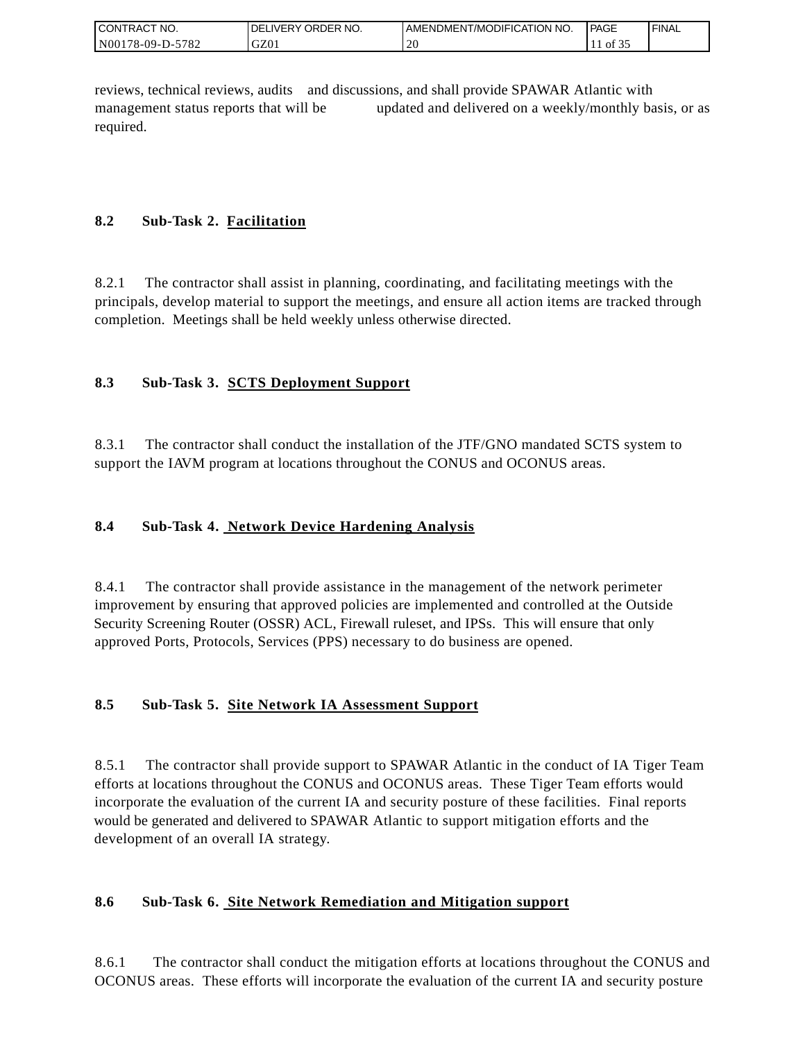reviews, technical reviews, audits and discussions, and shall provide SPAWAR Atlantic with management status reports that will be updated and delivered on a weekly/monthly basis, or as required.

**8.2 Sub-Task 2. Facilitation**

8.2.1 The contractor shall assist in planning, coordinating, and facilitating meetings with the principals, develop material to support the meetings, and ensure all action items are tracked through completion. Meetings shall be held weekly unless otherwise directed.

**8.3 Sub-Task 3. SCTS Deployment Support**

8.3.1 The contractor shall conduct the installation of the JTF/GNO mandated SCTS system to support the IAVM program at locations throughout the CONUS and OCONUS areas.

**8.4 Sub-Task 4. Network Device Hardening Analysis**

8.4.1 The contractor shall provide assistance in the management of the network perimeter improvement by ensuring that approved policies are implemented and controlled at the Outside Security Screening Router (OSSR) ACL, Firewall ruleset, and IPSs. This will ensure that only approved Ports, Protocols, Services (PPS) necessary to do business are opened.

**8.5 Sub-Task 5. Site Network IA Assessment Support**

8.5.1 The contractor shall provide support to SPAWAR Atlantic in the conduct of IA Tiger Team efforts at locations throughout the CONUS and OCONUS areas. These Tiger Team efforts would incorporate the evaluation of the current IA and security posture of these facilities. Final reports would be generated and delivered to SPAWAR Atlantic to support mitigation efforts and the development of an overall IA strategy.

**8.6 Sub-Task 6. Site Network Remediation and Mitigation support**

8.6.1 The contractor shall conduct the mitigation efforts at locations throughout the CONUS and OCONUS areas. These efforts will incorporate the evaluation of the current IA and security posture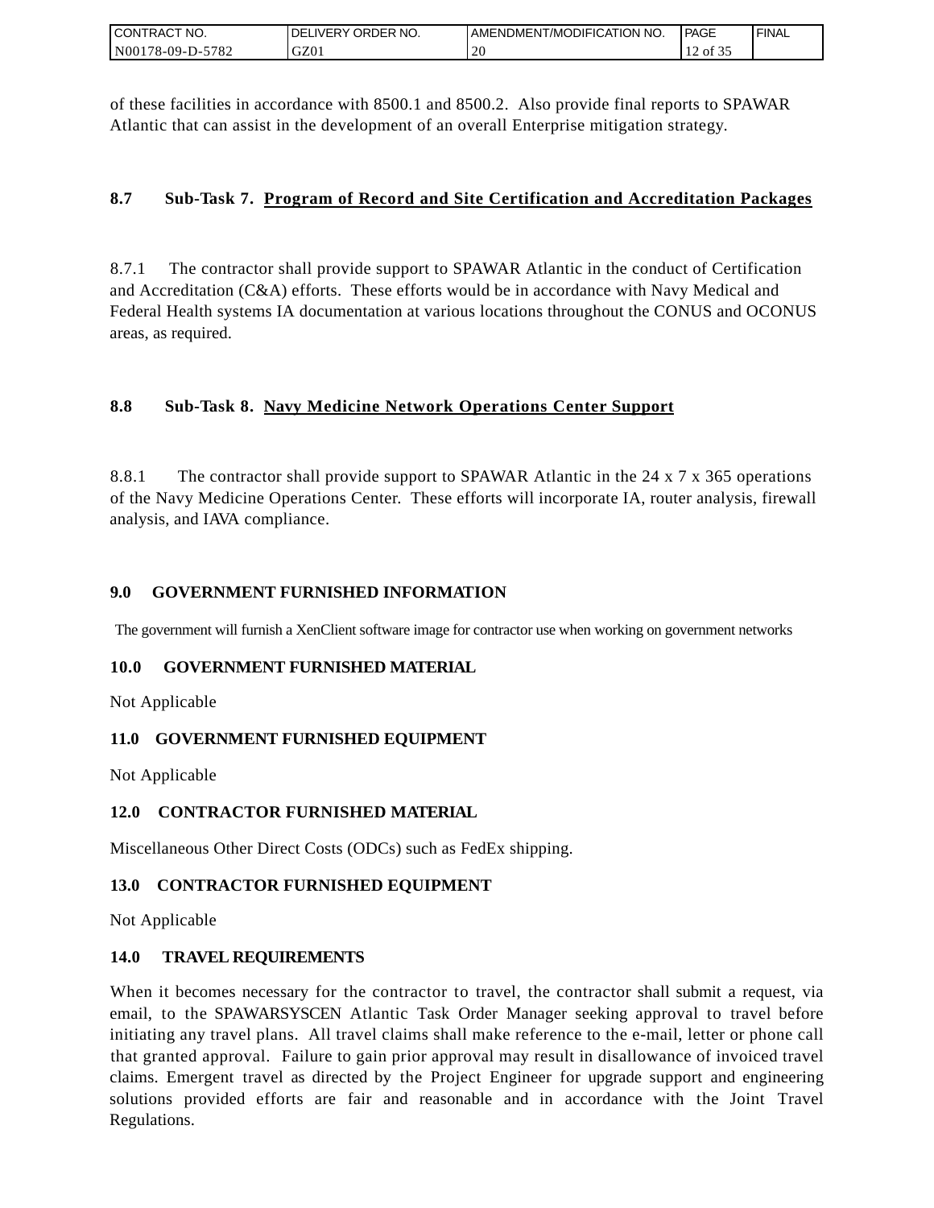of these facilities in accordance with 8500.1 and 8500.2. Also provide final reports to SPAWAR Atlantic that can assist in the development of an overall Enterprise mitigation strategy.

**8.7 Sub-Task 7. <u>Program of Record and Site Certification and Accreditation Packages</u>**

8.7.1 The contractor shall provide support to SPAWAR Atlantic in the conduct of Certification and Accreditation (C&A) efforts. These efforts would be in accordance with Navy Medical and Federal Health systems IA documentation at various locations throughout the CONUS and OCONUS areas, as required.

**8.8 Sub-Task 8. <u>Navy Medicine Network Operations Center Support</u>**

8.8.1 The contractor shall provide support to SPAWAR Atlantic in the 24 x 7 x 365 operations of the Navy Medicine Operations Center. These efforts will incorporate IA, router analysis, firewall analysis, and IAVA compliance.

## 9.0 GOVERNMENT FURNISHED INFORMATION

The government will furnish a XenClient software image for contractor use when working on government networks

## 10.0 GOVERNMENT FURNISHED MATERIAL

Not Applicable

## 11.0 GOVERNMENT FURNISHED EQUIPMENT

Not Applicable

## 12.0 CONTRACTOR FURNISHED MATERIAL

Miscellaneous Other Direct Costs (ODCs) such as FedEx shipping.

## 13.0 CONTRACTOR FURNISHED EQUIPMENT

Not Applicable

## 14.0 TRAVEL REQUIREMENTS

When it becomes necessary for the contractor to travel, the contractor shall submit a request, via email, to the SPAWARSYSCEN Atlantic Task Order Manager seeking approval to travel before initiating any travel plans. All travel claims shall make reference to the e-mail, letter or phone call that granted approval. Failure to gain prior approval may result in disallowance of invoiced travel claims. Emergent travel as directed by the Project Engineer for upgrade support and engineering solutions provided efforts are fair and reasonable and in accordance with the Joint Travel Regulations.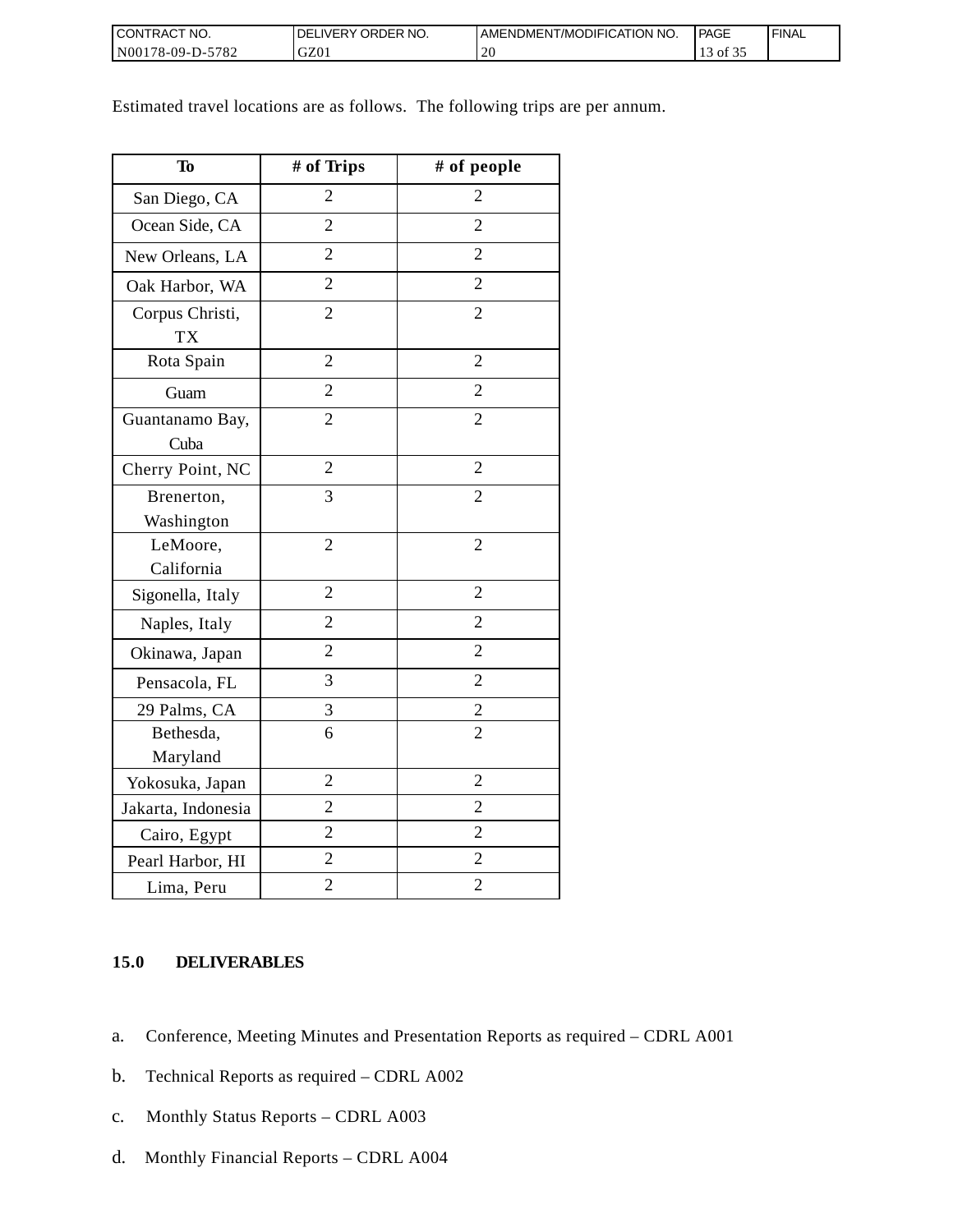Estimated travel locations are as follows. The following trips are per annum.

| To | # of Trips | # of people |
|---|---|---|
| San Diego, CA | 2 | 2 |
| Ocean Side, CA | 2 | 2 |
| New Orleans, LA | 2 | 2 |
| Oak Harbor, WA | 2 | 2 |
| Corpus Christi, TX | 2 | 2 |
| Rota Spain | 2 | 2 |
| Guam | 2 | 2 |
| Guantanamo Bay, Cuba | 2 | 2 |
| Cherry Point, NC | 2 | 2 |
| Brenerton, Washington | 3 | 2 |
| LeMoore, California | 2 | 2 |
| Sigonella, Italy | 2 | 2 |
| Naples, Italy | 2 | 2 |
| Okinawa, Japan | 2 | 2 |
| Pensacola, FL | 3 | 2 |
| 29 Palms, CA | 3 | 2 |
| Bethesda, Maryland | 6 | 2 |
| Yokosuka, Japan | 2 | 2 |
| Jakarta, Indonesia | 2 | 2 |
| Cairo, Egypt | 2 | 2 |
| Pearl Harbor, HI | 2 | 2 |
| Lima, Peru | 2 | 2 |

## 15.0 DELIVERABLES

a. Conference, Meeting Minutes and Presentation Reports as required – CDRL A001

b. Technical Reports as required – CDRL A002

c. Monthly Status Reports – CDRL A003

d. Monthly Financial Reports – CDRL A004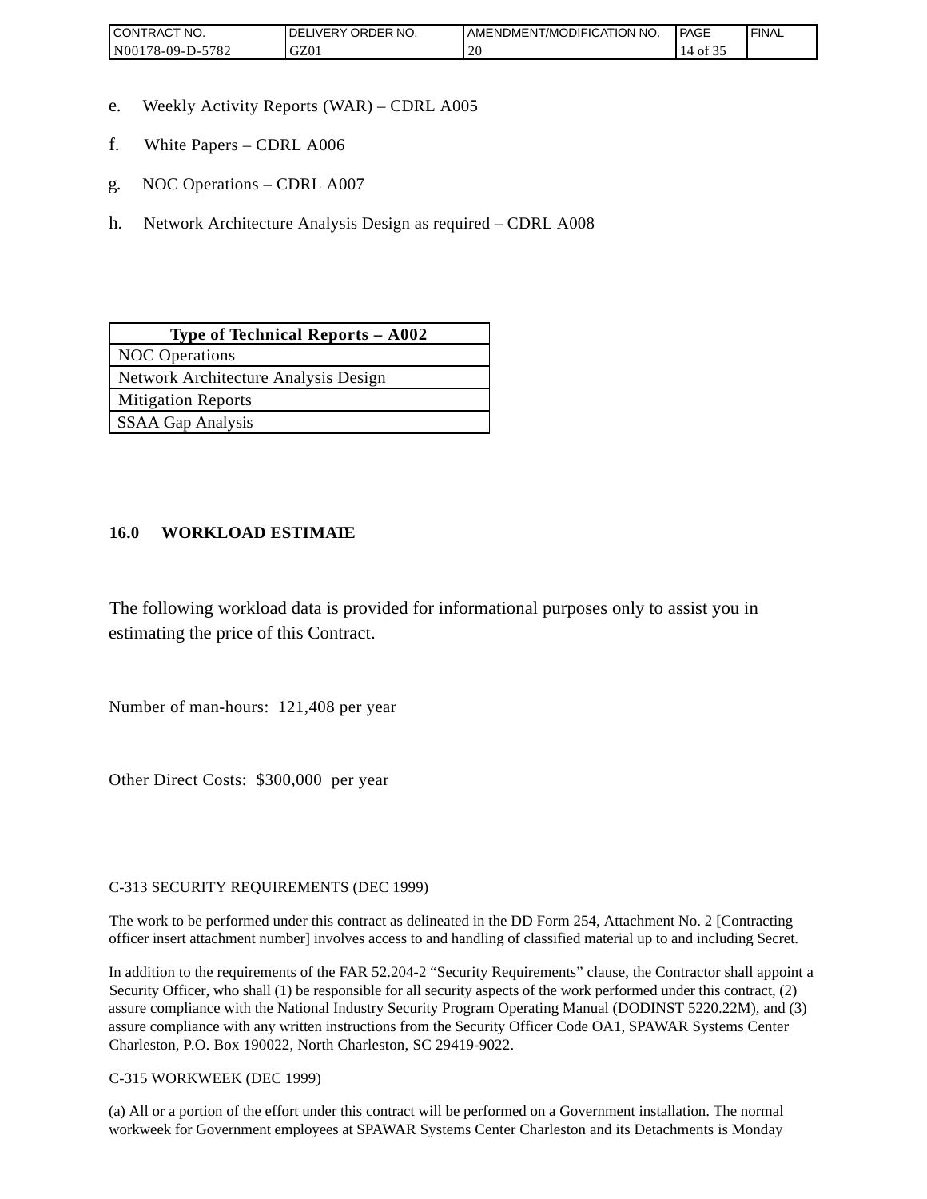e. Weekly Activity Reports (WAR) – CDRL A005

f. White Papers – CDRL A006

g. NOC Operations – CDRL A007

h. Network Architecture Analysis Design as required – CDRL A008

| Type of Technical Reports – A002 |
|---|
| NOC Operations |
| Network Architecture Analysis Design |
| Mitigation Reports |
| SSAA Gap Analysis |

## 16.0 WORKLOAD ESTIMATE

The following workload data is provided for informational purposes only to assist you in estimating the price of this Contract.

Number of man-hours: 121,408 per year

Other Direct Costs: $300,000 per year

C-313 SECURITY REQUIREMENTS (DEC 1999)

The work to be performed under this contract as delineated in the DD Form 254, Attachment No. 2 [Contracting officer insert attachment number] involves access to and handling of classified material up to and including Secret.

In addition to the requirements of the FAR 52.204-2 "Security Requirements" clause, the Contractor shall appoint a Security Officer, who shall (1) be responsible for all security aspects of the work performed under this contract, (2) assure compliance with the National Industry Security Program Operating Manual (DODINST 5220.22M), and (3) assure compliance with any written instructions from the Security Officer Code OA1, SPAWAR Systems Center Charleston, P.O. Box 190022, North Charleston, SC 29419-9022.

C-315 WORKWEEK (DEC 1999)

(a) All or a portion of the effort under this contract will be performed on a Government installation. The normal workweek for Government employees at SPAWAR Systems Center Charleston and its Detachments is Monday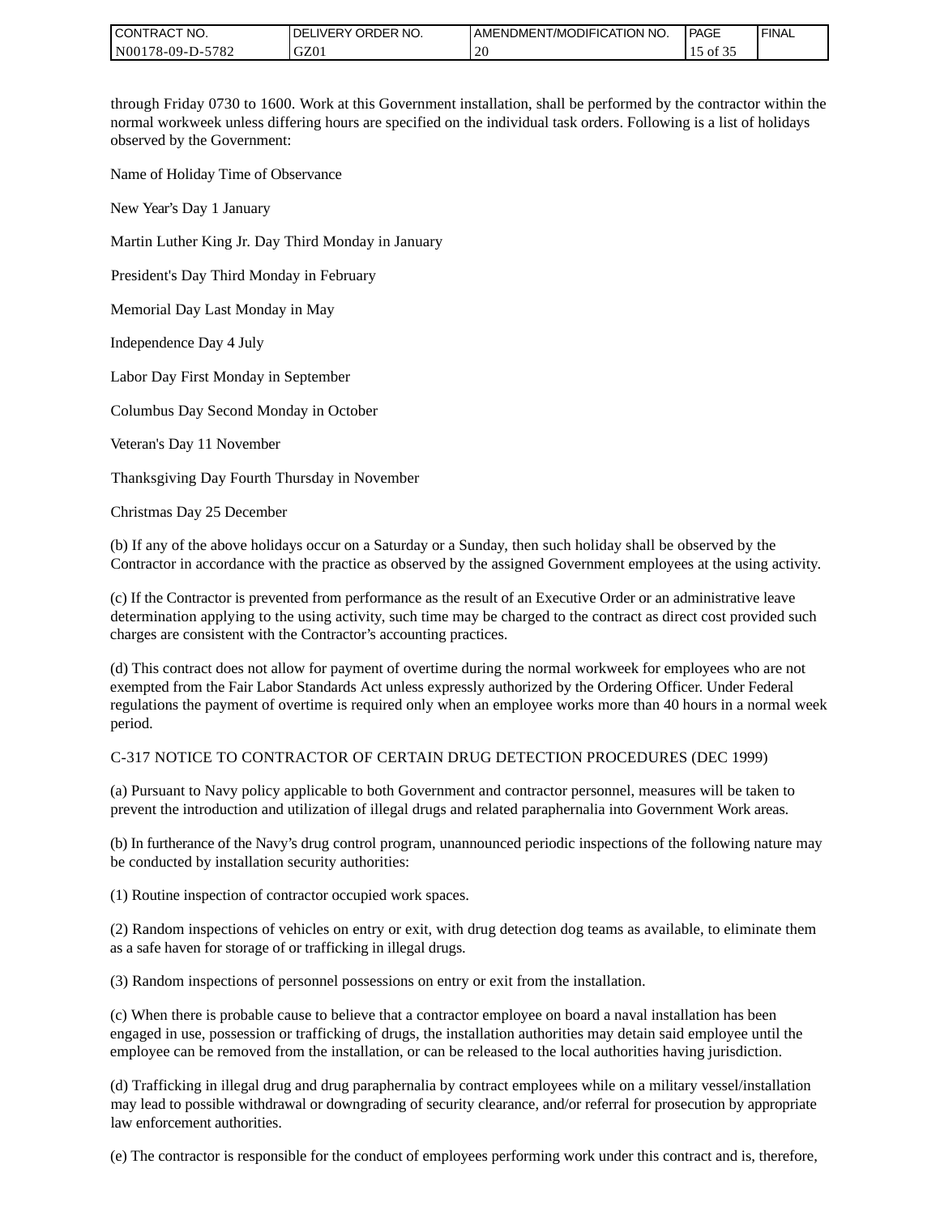through Friday 0730 to 1600. Work at this Government installation, shall be performed by the contractor within the normal workweek unless differing hours are specified on the individual task orders. Following is a list of holidays observed by the Government:

Name of Holiday Time of Observance

New Year's Day 1 January

Martin Luther King Jr. Day Third Monday in January

President's Day Third Monday in February

Memorial Day Last Monday in May

Independence Day 4 July

Labor Day First Monday in September

Columbus Day Second Monday in October

Veteran's Day 11 November

Thanksgiving Day Fourth Thursday in November

Christmas Day 25 December

(b) If any of the above holidays occur on a Saturday or a Sunday, then such holiday shall be observed by the Contractor in accordance with the practice as observed by the assigned Government employees at the using activity.

(c) If the Contractor is prevented from performance as the result of an Executive Order or an administrative leave determination applying to the using activity, such time may be charged to the contract as direct cost provided such charges are consistent with the Contractor's accounting practices.

(d) This contract does not allow for payment of overtime during the normal workweek for employees who are not exempted from the Fair Labor Standards Act unless expressly authorized by the Ordering Officer. Under Federal regulations the payment of overtime is required only when an employee works more than 40 hours in a normal week period.

C-317 NOTICE TO CONTRACTOR OF CERTAIN DRUG DETECTION PROCEDURES (DEC 1999)

(a) Pursuant to Navy policy applicable to both Government and contractor personnel, measures will be taken to prevent the introduction and utilization of illegal drugs and related paraphernalia into Government Work areas.

(b) In furtherance of the Navy's drug control program, unannounced periodic inspections of the following nature may be conducted by installation security authorities:

(1) Routine inspection of contractor occupied work spaces.

(2) Random inspections of vehicles on entry or exit, with drug detection dog teams as available, to eliminate them as a safe haven for storage of or trafficking in illegal drugs.

(3) Random inspections of personnel possessions on entry or exit from the installation.

(c) When there is probable cause to believe that a contractor employee on board a naval installation has been engaged in use, possession or trafficking of drugs, the installation authorities may detain said employee until the employee can be removed from the installation, or can be released to the local authorities having jurisdiction.

(d) Trafficking in illegal drug and drug paraphernalia by contract employees while on a military vessel/installation may lead to possible withdrawal or downgrading of security clearance, and/or referral for prosecution by appropriate law enforcement authorities.

(e) The contractor is responsible for the conduct of employees performing work under this contract and is, therefore,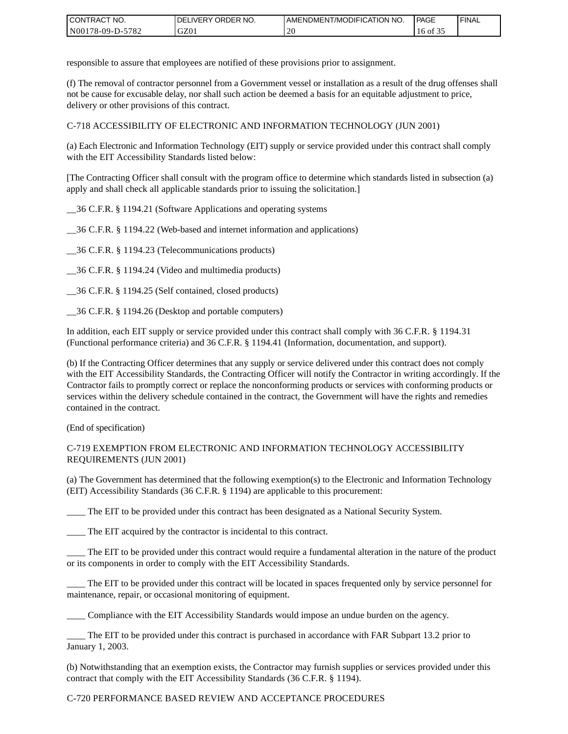responsible to assure that employees are notified of these provisions prior to assignment.

(f) The removal of contractor personnel from a Government vessel or installation as a result of the drug offenses shall not be cause for excusable delay, nor shall such action be deemed a basis for an equitable adjustment to price, delivery or other provisions of this contract.

C-718 ACCESSIBILITY OF ELECTRONIC AND INFORMATION TECHNOLOGY (JUN 2001)

(a) Each Electronic and Information Technology (EIT) supply or service provided under this contract shall comply with the EIT Accessibility Standards listed below:

[The Contracting Officer shall consult with the program office to determine which standards listed in subsection (a) apply and shall check all applicable standards prior to issuing the solicitation.]

__36 C.F.R. § 1194.21 (Software Applications and operating systems

__36 C.F.R. § 1194.22 (Web-based and internet information and applications)

__36 C.F.R. § 1194.23 (Telecommunications products)

__36 C.F.R. § 1194.24 (Video and multimedia products)

__36 C.F.R. § 1194.25 (Self contained, closed products)

__36 C.F.R. § 1194.26 (Desktop and portable computers)

In addition, each EIT supply or service provided under this contract shall comply with 36 C.F.R. § 1194.31 (Functional performance criteria) and 36 C.F.R. § 1194.41 (Information, documentation, and support).

(b) If the Contracting Officer determines that any supply or service delivered under this contract does not comply with the EIT Accessibility Standards, the Contracting Officer will notify the Contractor in writing accordingly. If the Contractor fails to promptly correct or replace the nonconforming products or services with conforming products or services within the delivery schedule contained in the contract, the Government will have the rights and remedies contained in the contract.

(End of specification)

C-719 EXEMPTION FROM ELECTRONIC AND INFORMATION TECHNOLOGY ACCESSIBILITY REQUIREMENTS (JUN 2001)

(a) The Government has determined that the following exemption(s) to the Electronic and Information Technology (EIT) Accessibility Standards (36 C.F.R. § 1194) are applicable to this procurement:

____ The EIT to be provided under this contract has been designated as a National Security System.

____ The EIT acquired by the contractor is incidental to this contract.

____ The EIT to be provided under this contract would require a fundamental alteration in the nature of the product or its components in order to comply with the EIT Accessibility Standards.

____ The EIT to be provided under this contract will be located in spaces frequented only by service personnel for maintenance, repair, or occasional monitoring of equipment.

____ Compliance with the EIT Accessibility Standards would impose an undue burden on the agency.

____ The EIT to be provided under this contract is purchased in accordance with FAR Subpart 13.2 prior to January 1, 2003.

(b) Notwithstanding that an exemption exists, the Contractor may furnish supplies or services provided under this contract that comply with the EIT Accessibility Standards (36 C.F.R. § 1194).

C-720 PERFORMANCE BASED REVIEW AND ACCEPTANCE PROCEDURES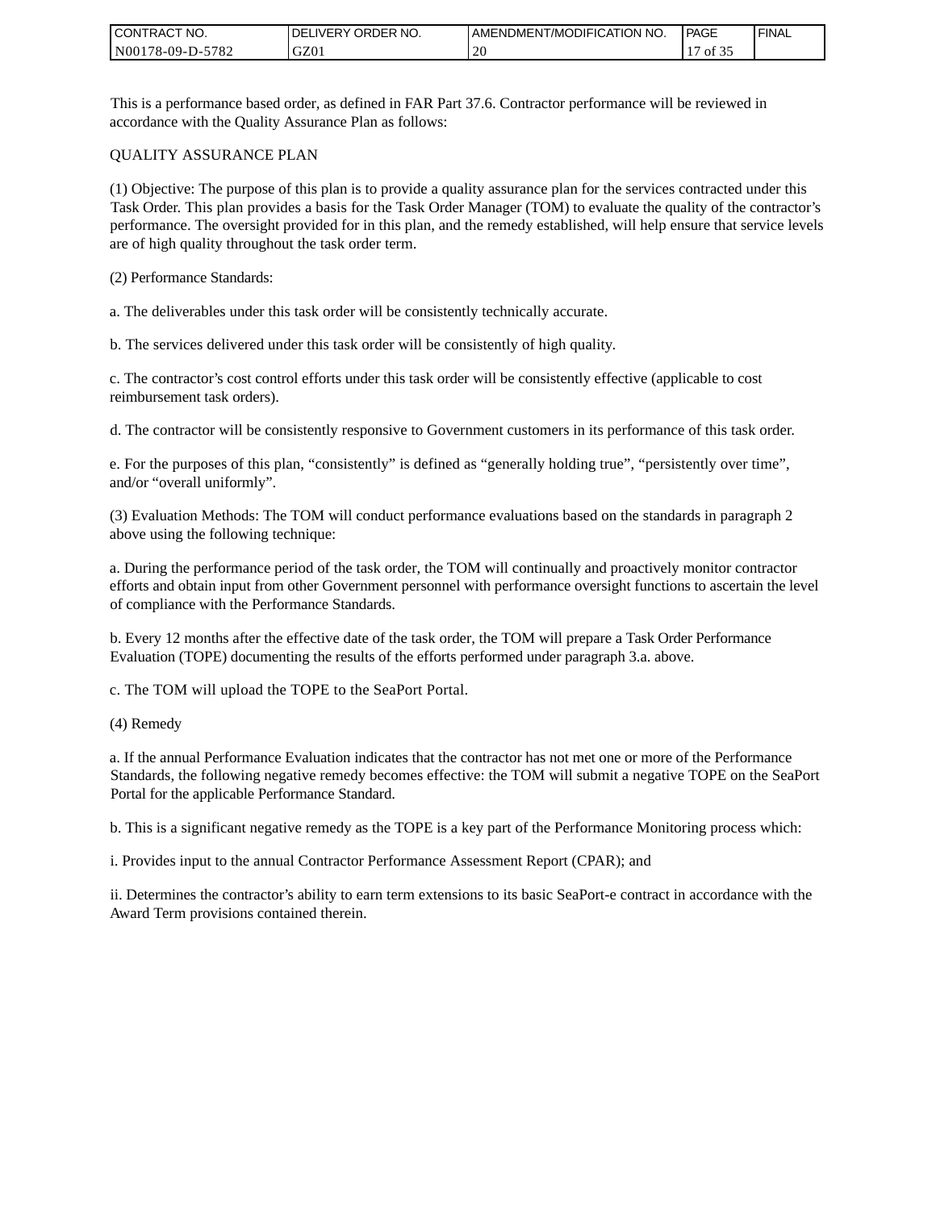This is a performance based order, as defined in FAR Part 37.6. Contractor performance will be reviewed in accordance with the Quality Assurance Plan as follows:

QUALITY ASSURANCE PLAN

(1) Objective: The purpose of this plan is to provide a quality assurance plan for the services contracted under this Task Order. This plan provides a basis for the Task Order Manager (TOM) to evaluate the quality of the contractor's performance. The oversight provided for in this plan, and the remedy established, will help ensure that service levels are of high quality throughout the task order term.

(2) Performance Standards:

a. The deliverables under this task order will be consistently technically accurate.

b. The services delivered under this task order will be consistently of high quality.

c. The contractor's cost control efforts under this task order will be consistently effective (applicable to cost reimbursement task orders).

d. The contractor will be consistently responsive to Government customers in its performance of this task order.

e. For the purposes of this plan, "consistently" is defined as "generally holding true", "persistently over time", and/or "overall uniformly".

(3) Evaluation Methods: The TOM will conduct performance evaluations based on the standards in paragraph 2 above using the following technique:

a. During the performance period of the task order, the TOM will continually and proactively monitor contractor efforts and obtain input from other Government personnel with performance oversight functions to ascertain the level of compliance with the Performance Standards.

b. Every 12 months after the effective date of the task order, the TOM will prepare a Task Order Performance Evaluation (TOPE) documenting the results of the efforts performed under paragraph 3.a. above.

c. The TOM will upload the TOPE to the SeaPort Portal.

(4) Remedy

a. If the annual Performance Evaluation indicates that the contractor has not met one or more of the Performance Standards, the following negative remedy becomes effective: the TOM will submit a negative TOPE on the SeaPort Portal for the applicable Performance Standard.

b. This is a significant negative remedy as the TOPE is a key part of the Performance Monitoring process which:

i. Provides input to the annual Contractor Performance Assessment Report (CPAR); and

ii. Determines the contractor's ability to earn term extensions to its basic SeaPort-e contract in accordance with the Award Term provisions contained therein.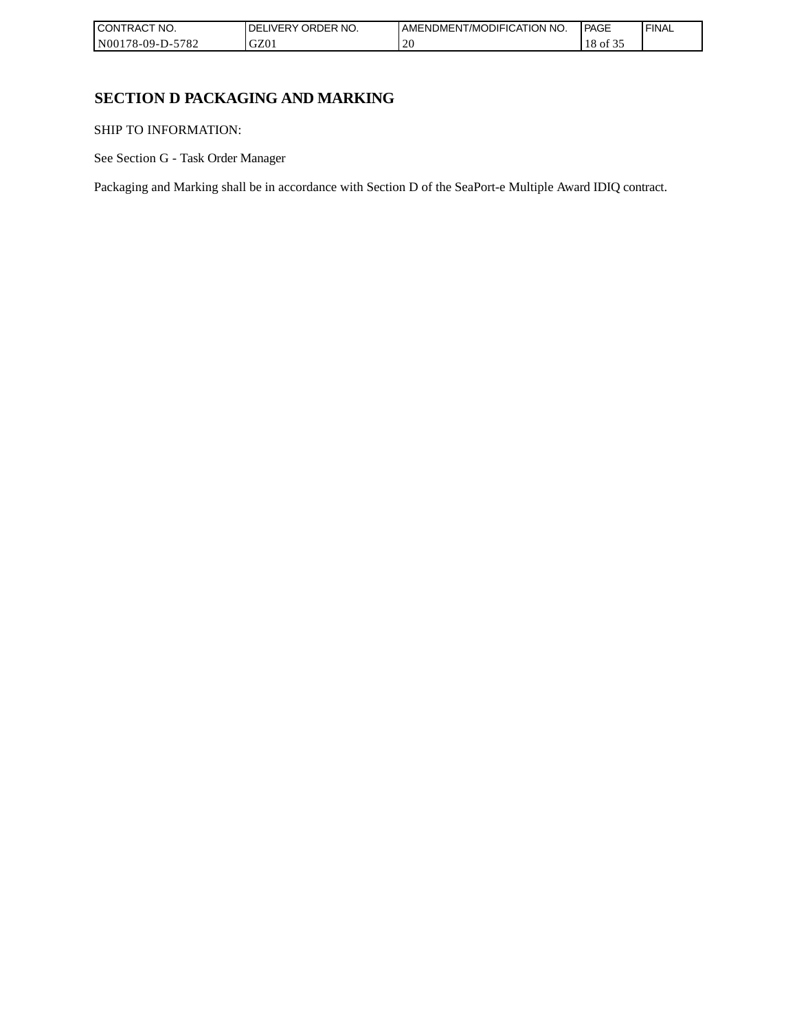# SECTION D PACKAGING AND MARKING

SHIP TO INFORMATION:

See Section G - Task Order Manager

Packaging and Marking shall be in accordance with Section D of the SeaPort-e Multiple Award IDIQ contract.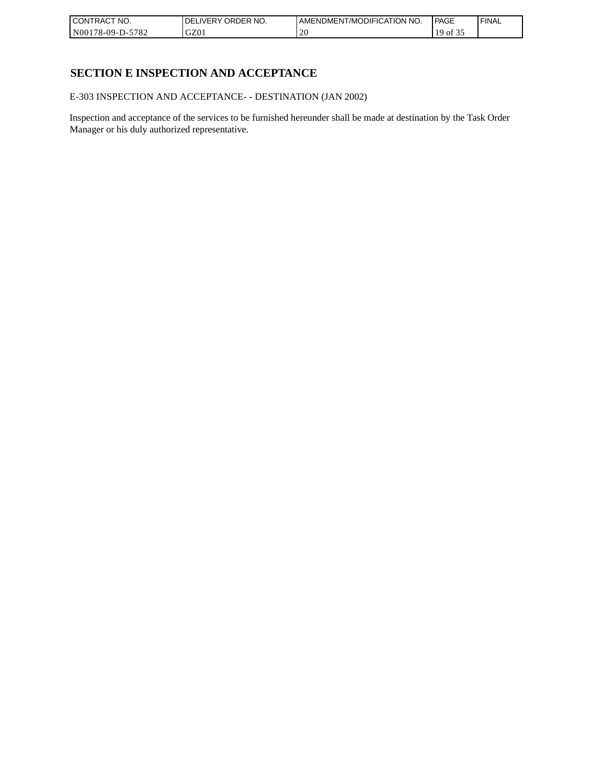## SECTION E INSPECTION AND ACCEPTANCE

E-303 INSPECTION AND ACCEPTANCE- - DESTINATION (JAN 2002)

Inspection and acceptance of the services to be furnished hereunder shall be made at destination by the Task Order Manager or his duly authorized representative.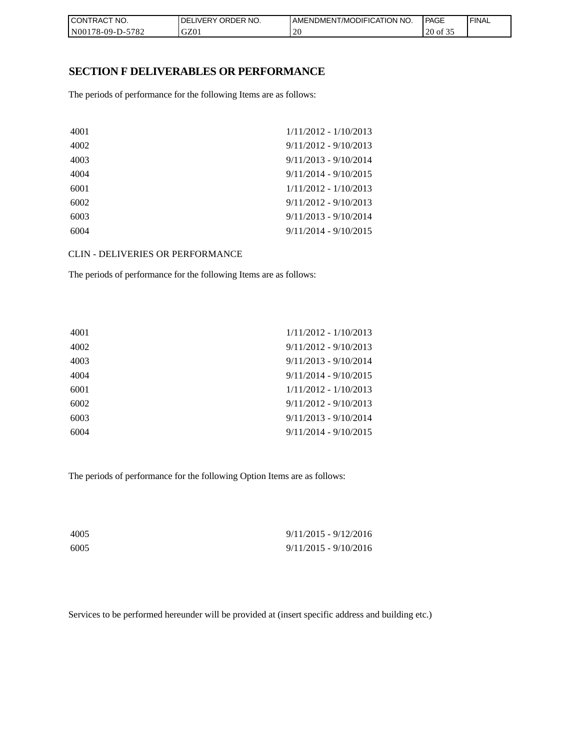## SECTION F DELIVERABLES OR PERFORMANCE

The periods of performance for the following Items are as follows:

| | |
|---|---|
| 4001 | 1/11/2012 - 1/10/2013 |
| 4002 | 9/11/2012 - 9/10/2013 |
| 4003 | 9/11/2013 - 9/10/2014 |
| 4004 | 9/11/2014 - 9/10/2015 |
| 6001 | 1/11/2012 - 1/10/2013 |
| 6002 | 9/11/2012 - 9/10/2013 |
| 6003 | 9/11/2013 - 9/10/2014 |
| 6004 | 9/11/2014 - 9/10/2015 |

CLIN - DELIVERIES OR PERFORMANCE

The periods of performance for the following Items are as follows:

| | |
|---|---|
| 4001 | 1/11/2012 - 1/10/2013 |
| 4002 | 9/11/2012 - 9/10/2013 |
| 4003 | 9/11/2013 - 9/10/2014 |
| 4004 | 9/11/2014 - 9/10/2015 |
| 6001 | 1/11/2012 - 1/10/2013 |
| 6002 | 9/11/2012 - 9/10/2013 |
| 6003 | 9/11/2013 - 9/10/2014 |
| 6004 | 9/11/2014 - 9/10/2015 |

The periods of performance for the following Option Items are as follows:

| | |
|---|---|
| 4005 | 9/11/2015 - 9/12/2016 |
| 6005 | 9/11/2015 - 9/10/2016 |

Services to be performed hereunder will be provided at (insert specific address and building etc.)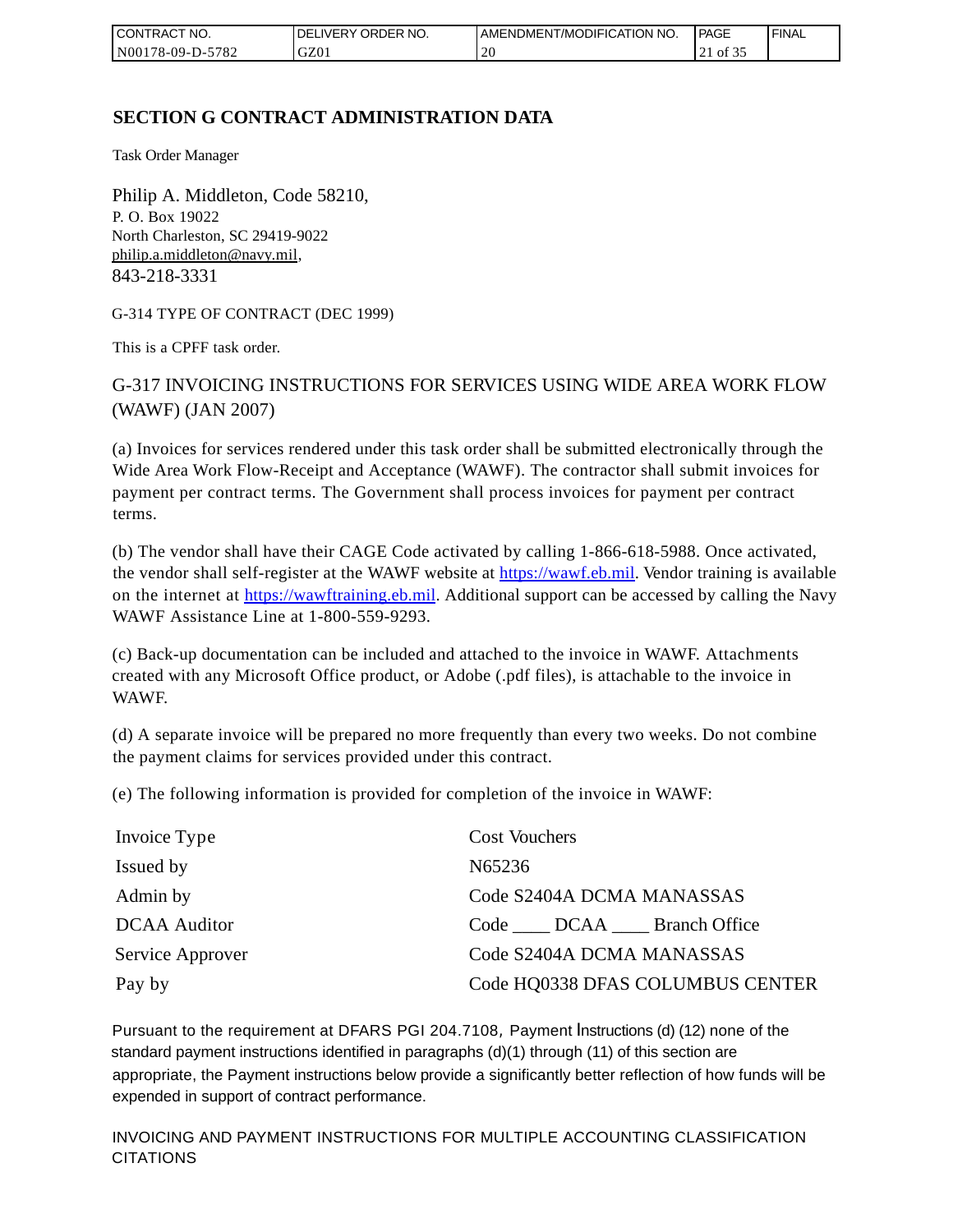## SECTION G CONTRACT ADMINISTRATION DATA

Task Order Manager

Philip A. Middleton, Code 58210,
P. O. Box 19022
North Charleston, SC 29419-9022
philip.a.middleton@navy.mil,
843-218-3331

G-314 TYPE OF CONTRACT (DEC 1999)

This is a CPFF task order.

G-317 INVOICING INSTRUCTIONS FOR SERVICES USING WIDE AREA WORK FLOW (WAWF) (JAN 2007)

(a) Invoices for services rendered under this task order shall be submitted electronically through the Wide Area Work Flow-Receipt and Acceptance (WAWF). The contractor shall submit invoices for payment per contract terms. The Government shall process invoices for payment per contract terms.

(b) The vendor shall have their CAGE Code activated by calling 1-866-618-5988. Once activated, the vendor shall self-register at the WAWF website at https://wawf.eb.mil. Vendor training is available on the internet at https://wawftraining.eb.mil. Additional support can be accessed by calling the Navy WAWF Assistance Line at 1-800-559-9293.

(c) Back-up documentation can be included and attached to the invoice in WAWF. Attachments created with any Microsoft Office product, or Adobe (.pdf files), is attachable to the invoice in WAWF.

(d) A separate invoice will be prepared no more frequently than every two weeks. Do not combine the payment claims for services provided under this contract.

(e) The following information is provided for completion of the invoice in WAWF:

| | |
|---|---|
| Invoice Type | Cost Vouchers |
| Issued by | N65236 |
| Admin by | Code S2404A DCMA MANASSAS |
| DCAA Auditor | Code ____ DCAA ____ Branch Office |
| Service Approver | Code S2404A DCMA MANASSAS |
| Pay by | Code HQ0338 DFAS COLUMBUS CENTER |

Pursuant to the requirement at DFARS PGI 204.7108, Payment Instructions (d) (12) none of the standard payment instructions identified in paragraphs (d)(1) through (11) of this section are appropriate, the Payment instructions below provide a significantly better reflection of how funds will be expended in support of contract performance.

INVOICING AND PAYMENT INSTRUCTIONS FOR MULTIPLE ACCOUNTING CLASSIFICATION CITATIONS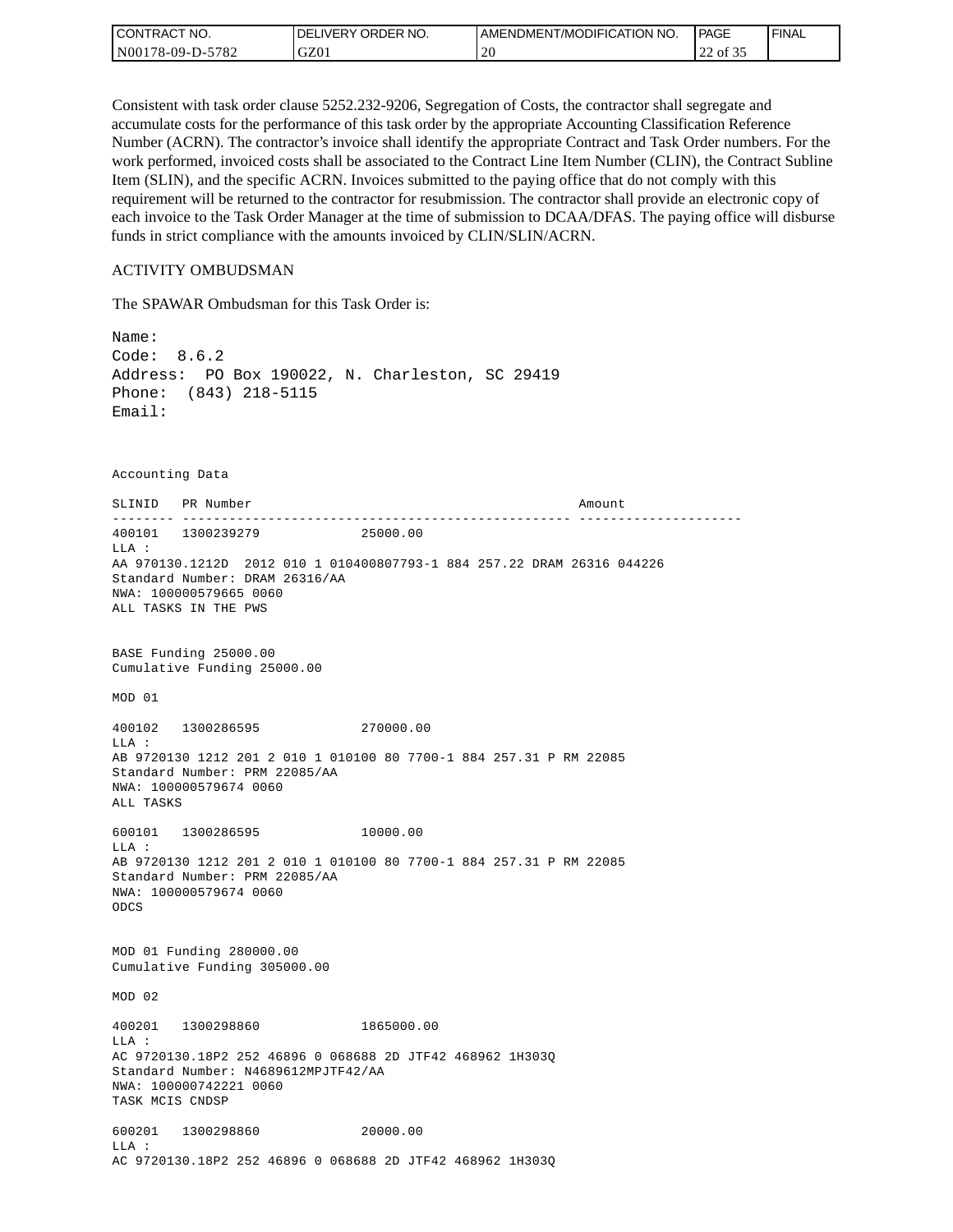Consistent with task order clause 5252.232-9206, Segregation of Costs, the contractor shall segregate and accumulate costs for the performance of this task order by the appropriate Accounting Classification Reference Number (ACRN). The contractor's invoice shall identify the appropriate Contract and Task Order numbers. For the work performed, invoiced costs shall be associated to the Contract Line Item Number (CLIN), the Contract Subline Item (SLIN), and the specific ACRN. Invoices submitted to the paying office that do not comply with this requirement will be returned to the contractor for resubmission. The contractor shall provide an electronic copy of each invoice to the Task Order Manager at the time of submission to DCAA/DFAS. The paying office will disburse funds in strict compliance with the amounts invoiced by CLIN/SLIN/ACRN.

ACTIVITY OMBUDSMAN

The SPAWAR Ombudsman for this Task Order is:

```
Name:
Code:  8.6.2
Address:  PO Box 190022, N. Charleston, SC 29419
Phone:  (843) 218-5115
Email:
```

```
Accounting Data

SLINID   PR Number                                          Amount
-------- -------------------------------------------------- ---------------------
400101   1300239279              25000.00
LLA :
AA 970130.1212D  2012 010 1 010400807793-1 884 257.22 DRAM 26316 044226
Standard Number: DRAM 26316/AA
NWA: 100000579665 0060
ALL TASKS IN THE PWS


BASE Funding 25000.00
Cumulative Funding 25000.00

MOD 01

400102   1300286595              270000.00
LLA :
AB 9720130 1212 201 2 010 1 010100 80 7700-1 884 257.31 P RM 22085
Standard Number: PRM 22085/AA
NWA: 100000579674 0060
ALL TASKS

600101   1300286595              10000.00
LLA :
AB 9720130 1212 201 2 010 1 010100 80 7700-1 884 257.31 P RM 22085
Standard Number: PRM 22085/AA
NWA: 100000579674 0060
ODCS


MOD 01 Funding 280000.00
Cumulative Funding 305000.00

MOD 02

400201   1300298860              1865000.00
LLA :
AC 9720130.18P2 252 46896 0 068688 2D JTF42 468962 1H303Q
Standard Number: N4689612MPJTF42/AA
NWA: 100000742221 0060
TASK MCIS CNDSP

600201   1300298860              20000.00
LLA :
AC 9720130.18P2 252 46896 0 068688 2D JTF42 468962 1H303Q
```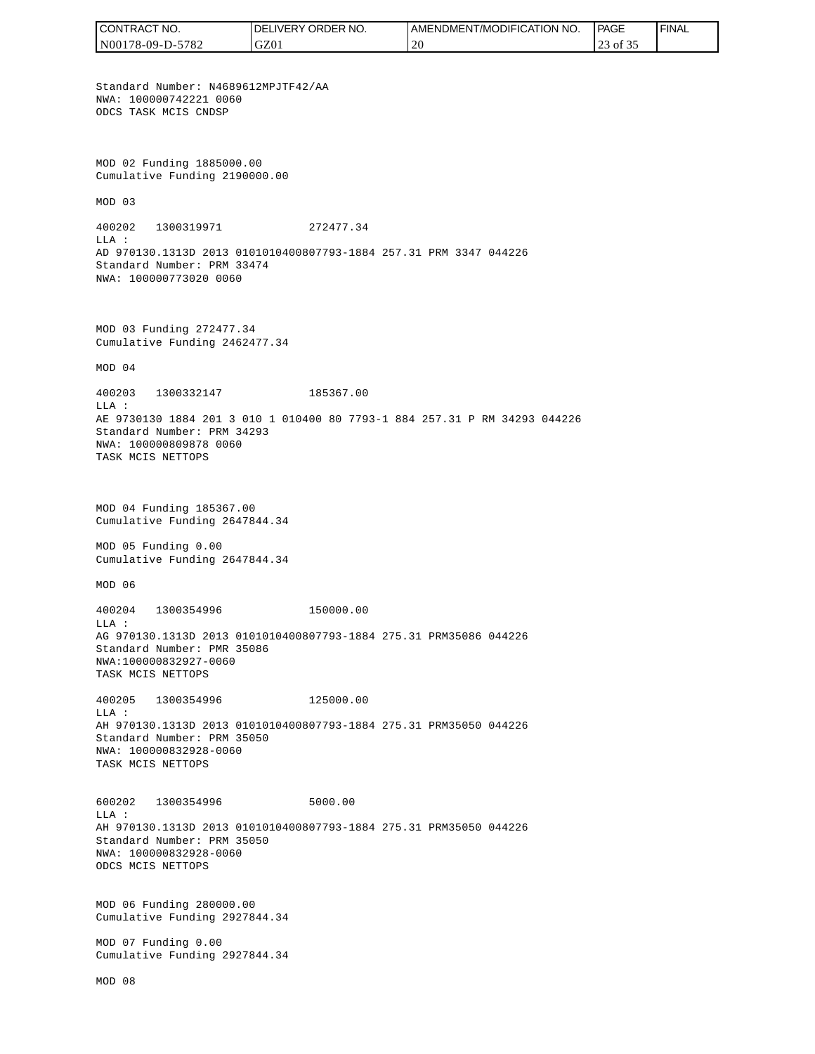Standard Number: N4689612MPJTF42/AA
NWA: 100000742221 0060
ODCS TASK MCIS CNDSP

MOD 02 Funding 1885000.00
Cumulative Funding 2190000.00

MOD 03

400202   1300319971             272477.34
LLA :
AD 970130.1313D 2013 0101010400807793-1884 257.31 PRM 3347 044226
Standard Number: PRM 33474
NWA: 100000773020 0060

MOD 03 Funding 272477.34
Cumulative Funding 2462477.34

MOD 04

400203   1300332147             185367.00
LLA :
AE 9730130 1884 201 3 010 1 010400 80 7793-1 884 257.31 P RM 34293 044226
Standard Number: PRM 34293
NWA: 100000809878 0060
TASK MCIS NETTOPS

MOD 04 Funding 185367.00
Cumulative Funding 2647844.34

MOD 05 Funding 0.00
Cumulative Funding 2647844.34

MOD 06

400204   1300354996             150000.00
LLA :
AG 970130.1313D 2013 0101010400807793-1884 275.31 PRM35086 044226
Standard Number: PMR 35086
NWA:100000832927-0060
TASK MCIS NETTOPS

400205   1300354996             125000.00
LLA :
AH 970130.1313D 2013 0101010400807793-1884 275.31 PRM35050 044226
Standard Number: PRM 35050
NWA: 100000832928-0060
TASK MCIS NETTOPS

600202   1300354996             5000.00
LLA :
AH 970130.1313D 2013 0101010400807793-1884 275.31 PRM35050 044226
Standard Number: PRM 35050
NWA: 100000832928-0060
ODCS MCIS NETTOPS

MOD 06 Funding 280000.00
Cumulative Funding 2927844.34

MOD 07 Funding 0.00
Cumulative Funding 2927844.34

MOD 08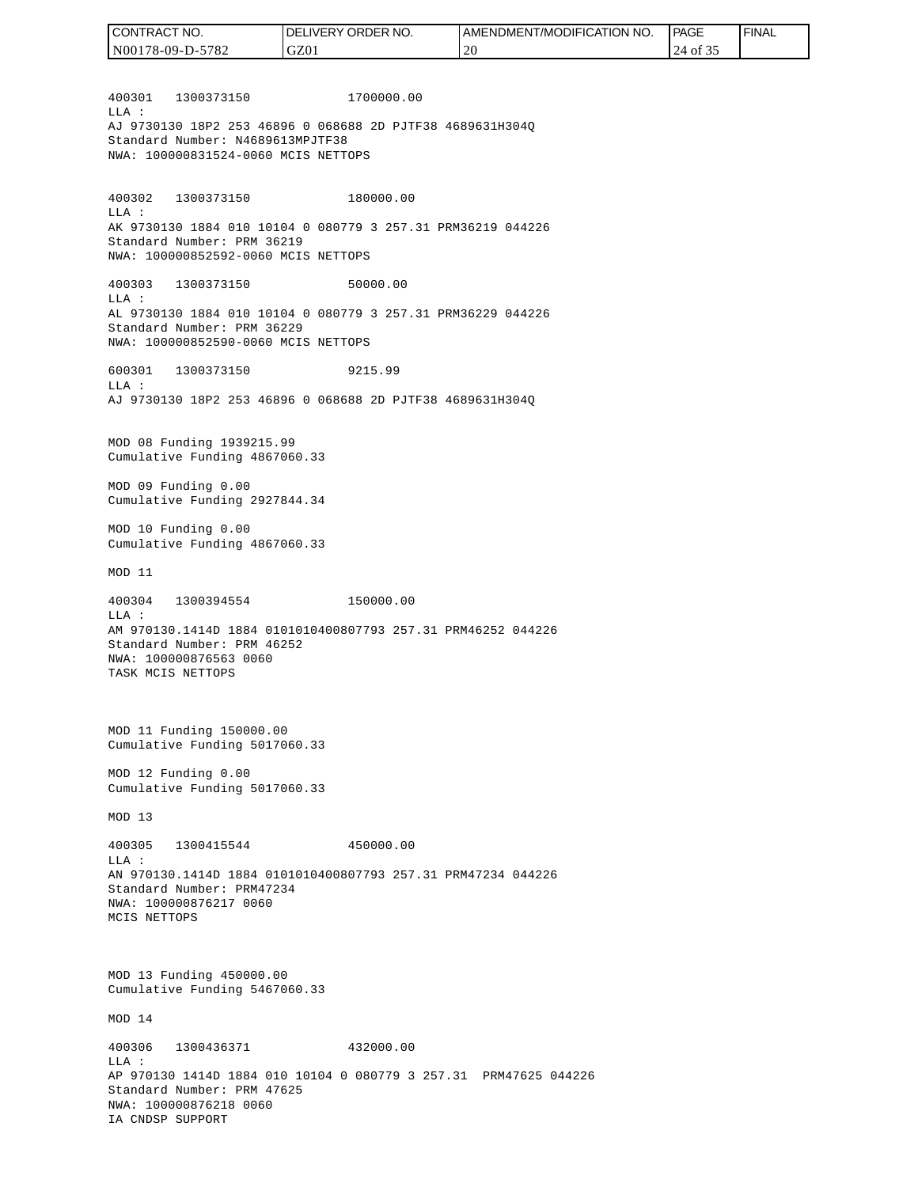400301   1300373150              1700000.00
LLA :
AJ 9730130 18P2 253 46896 0 068688 2D PJTF38 4689631H304Q
Standard Number: N4689613MPJTF38
NWA: 100000831524-0060 MCIS NETTOPS

400302   1300373150              180000.00
LLA :
AK 9730130 1884 010 10104 0 080779 3 257.31 PRM36219 044226
Standard Number: PRM 36219
NWA: 100000852592-0060 MCIS NETTOPS

400303   1300373150              50000.00
LLA :
AL 9730130 1884 010 10104 0 080779 3 257.31 PRM36229 044226
Standard Number: PRM 36229
NWA: 100000852590-0060 MCIS NETTOPS

600301   1300373150              9215.99
LLA :
AJ 9730130 18P2 253 46896 0 068688 2D PJTF38 4689631H304Q

MOD 08 Funding 1939215.99
Cumulative Funding 4867060.33

MOD 09 Funding 0.00
Cumulative Funding 2927844.34

MOD 10 Funding 0.00
Cumulative Funding 4867060.33

MOD 11

400304   1300394554              150000.00
LLA :
AM 970130.1414D 1884 0101010400807793 257.31 PRM46252 044226
Standard Number: PRM 46252
NWA: 100000876563 0060
TASK MCIS NETTOPS

MOD 11 Funding 150000.00
Cumulative Funding 5017060.33

MOD 12 Funding 0.00
Cumulative Funding 5017060.33

MOD 13

400305   1300415544              450000.00
LLA :
AN 970130.1414D 1884 0101010400807793 257.31 PRM47234 044226
Standard Number: PRM47234
NWA: 100000876217 0060
MCIS NETTOPS

MOD 13 Funding 450000.00
Cumulative Funding 5467060.33

MOD 14

400306   1300436371              432000.00
LLA :
AP 970130 1414D 1884 010 10104 0 080779 3 257.31  PRM47625 044226
Standard Number: PRM 47625
NWA: 100000876218 0060
IA CNDSP SUPPORT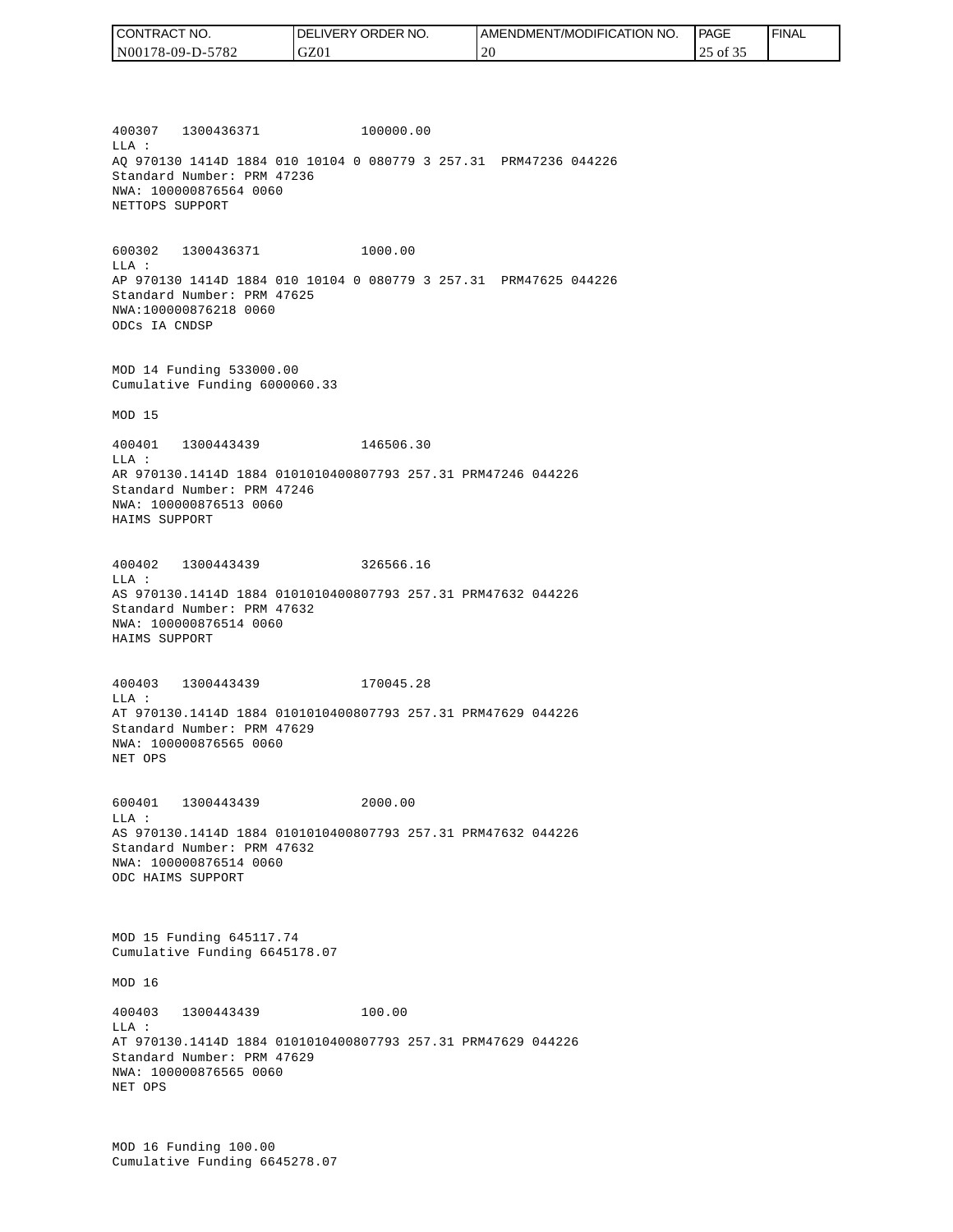400307 1300436371 100000.00
LLA :
AQ 970130 1414D 1884 010 10104 0 080779 3 257.31 PRM47236 044226
Standard Number: PRM 47236
NWA: 100000876564 0060
NETTOPS SUPPORT

600302 1300436371 1000.00
LLA :
AP 970130 1414D 1884 010 10104 0 080779 3 257.31 PRM47625 044226
Standard Number: PRM 47625
NWA:100000876218 0060
ODCs IA CNDSP

MOD 14 Funding 533000.00
Cumulative Funding 6000060.33

MOD 15

400401 1300443439 146506.30
LLA :
AR 970130.1414D 1884 0101010400807793 257.31 PRM47246 044226
Standard Number: PRM 47246
NWA: 100000876513 0060
HAIMS SUPPORT

400402 1300443439 326566.16
LLA :
AS 970130.1414D 1884 0101010400807793 257.31 PRM47632 044226
Standard Number: PRM 47632
NWA: 100000876514 0060
HAIMS SUPPORT

400403 1300443439 170045.28
LLA :
AT 970130.1414D 1884 0101010400807793 257.31 PRM47629 044226
Standard Number: PRM 47629
NWA: 100000876565 0060
NET OPS

600401 1300443439 2000.00
LLA :
AS 970130.1414D 1884 0101010400807793 257.31 PRM47632 044226
Standard Number: PRM 47632
NWA: 100000876514 0060
ODC HAIMS SUPPORT

MOD 15 Funding 645117.74
Cumulative Funding 6645178.07

MOD 16

400403 1300443439 100.00
LLA :
AT 970130.1414D 1884 0101010400807793 257.31 PRM47629 044226
Standard Number: PRM 47629
NWA: 100000876565 0060
NET OPS

MOD 16 Funding 100.00
Cumulative Funding 6645278.07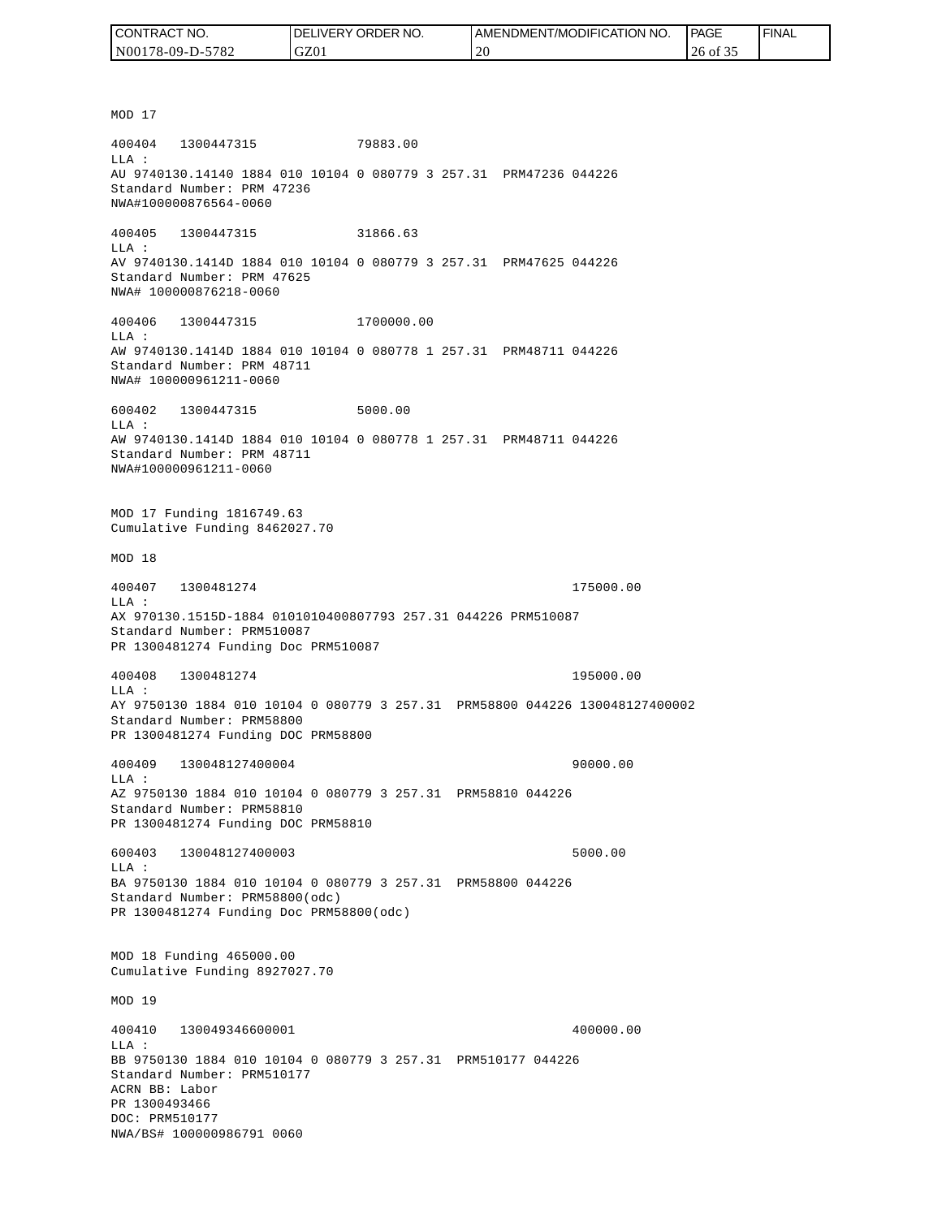MOD 17

400404   1300447315              79883.00
LLA :
AU 9740130.14140 1884 010 10104 0 080779 3 257.31  PRM47236 044226
Standard Number: PRM 47236
NWA#100000876564-0060

400405   1300447315              31866.63
LLA :
AV 9740130.1414D 1884 010 10104 0 080779 3 257.31  PRM47625 044226
Standard Number: PRM 47625
NWA# 100000876218-0060

400406   1300447315              1700000.00
LLA :
AW 9740130.1414D 1884 010 10104 0 080778 1 257.31  PRM48711 044226
Standard Number: PRM 48711
NWA# 100000961211-0060

600402   1300447315              5000.00
LLA :
AW 9740130.1414D 1884 010 10104 0 080778 1 257.31  PRM48711 044226
Standard Number: PRM 48711
NWA#100000961211-0060

MOD 17 Funding 1816749.63
Cumulative Funding 8462027.70

MOD 18

400407   1300481274                                          175000.00
LLA :
AX 970130.1515D-1884 0101010400807793 257.31 044226 PRM510087
Standard Number: PRM510087
PR 1300481274 Funding Doc PRM510087

400408   1300481274                                          195000.00
LLA :
AY 9750130 1884 010 10104 0 080779 3 257.31  PRM58800 044226 130048127400002
Standard Number: PRM58800
PR 1300481274 Funding DOC PRM58800

400409   130048127400004                                     90000.00
LLA :
AZ 9750130 1884 010 10104 0 080779 3 257.31  PRM58810 044226
Standard Number: PRM58810
PR 1300481274 Funding DOC PRM58810

600403   130048127400003                                     5000.00
LLA :
BA 9750130 1884 010 10104 0 080779 3 257.31  PRM58800 044226
Standard Number: PRM58800(odc)
PR 1300481274 Funding Doc PRM58800(odc)

MOD 18 Funding 465000.00
Cumulative Funding 8927027.70

MOD 19

400410   130049346600001                                     400000.00
LLA :
BB 9750130 1884 010 10104 0 080779 3 257.31  PRM510177 044226
Standard Number: PRM510177
ACRN BB: Labor
PR 1300493466
DOC: PRM510177
NWA/BS# 100000986791 0060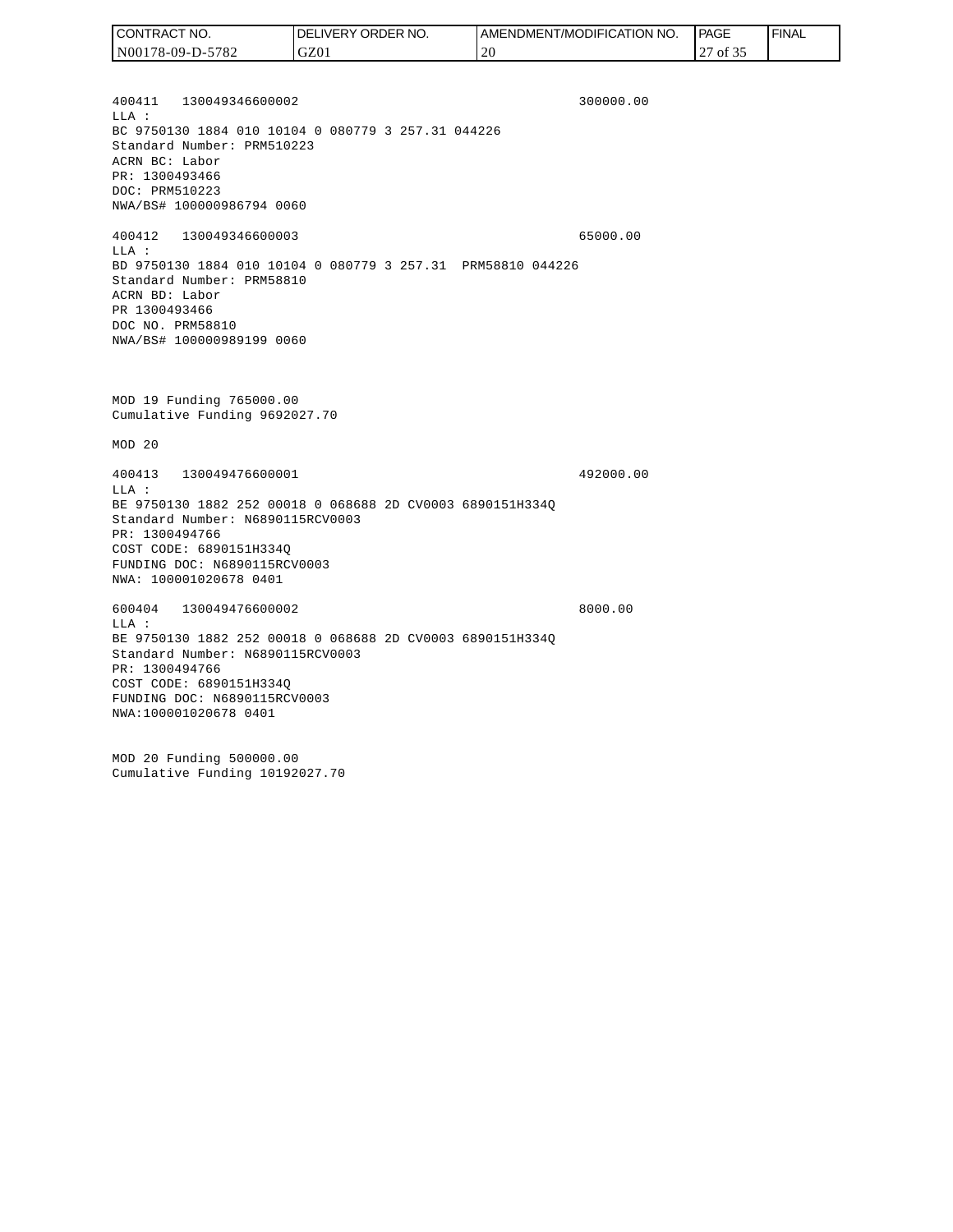400411 130049346600002 300000.00
LLA :
BC 9750130 1884 010 10104 0 080779 3 257.31 044226
Standard Number: PRM510223
ACRN BC: Labor
PR: 1300493466
DOC: PRM510223
NWA/BS# 100000986794 0060

400412 130049346600003 65000.00
LLA :
BD 9750130 1884 010 10104 0 080779 3 257.31 PRM58810 044226
Standard Number: PRM58810
ACRN BD: Labor
PR 1300493466
DOC NO. PRM58810
NWA/BS# 100000989199 0060

MOD 19 Funding 765000.00
Cumulative Funding 9692027.70

MOD 20

400413 130049476600001 492000.00
LLA :
BE 9750130 1882 252 00018 0 068688 2D CV0003 6890151H334Q
Standard Number: N6890115RCV0003
PR: 1300494766
COST CODE: 6890151H334Q
FUNDING DOC: N6890115RCV0003
NWA: 100001020678 0401

600404 130049476600002 8000.00
LLA :
BE 9750130 1882 252 00018 0 068688 2D CV0003 6890151H334Q
Standard Number: N6890115RCV0003
PR: 1300494766
COST CODE: 6890151H334Q
FUNDING DOC: N6890115RCV0003
NWA:100001020678 0401

MOD 20 Funding 500000.00
Cumulative Funding 10192027.70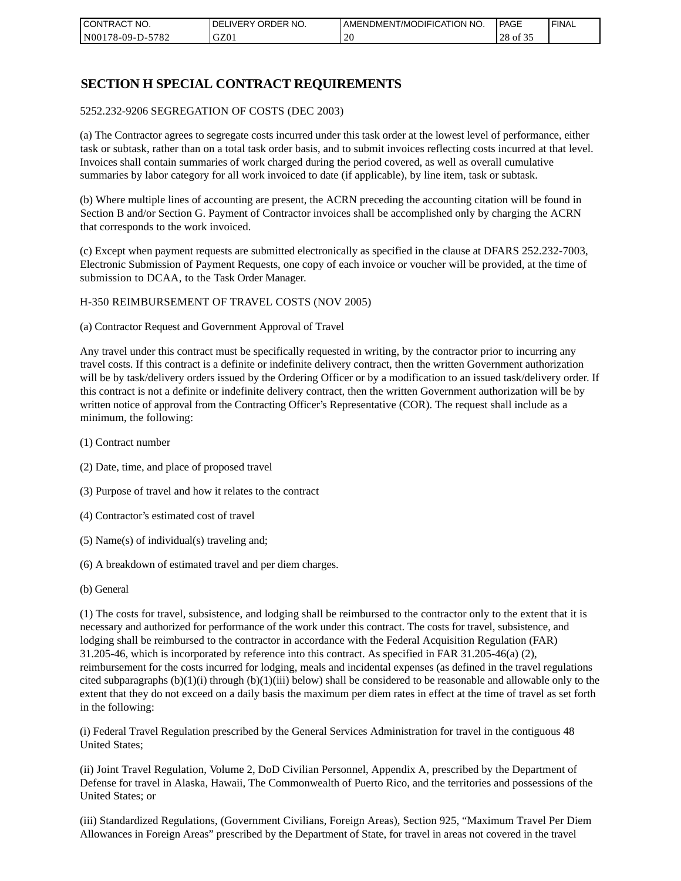# SECTION H SPECIAL CONTRACT REQUIREMENTS

5252.232-9206 SEGREGATION OF COSTS (DEC 2003)

(a) The Contractor agrees to segregate costs incurred under this task order at the lowest level of performance, either task or subtask, rather than on a total task order basis, and to submit invoices reflecting costs incurred at that level. Invoices shall contain summaries of work charged during the period covered, as well as overall cumulative summaries by labor category for all work invoiced to date (if applicable), by line item, task or subtask.

(b) Where multiple lines of accounting are present, the ACRN preceding the accounting citation will be found in Section B and/or Section G. Payment of Contractor invoices shall be accomplished only by charging the ACRN that corresponds to the work invoiced.

(c) Except when payment requests are submitted electronically as specified in the clause at DFARS 252.232-7003, Electronic Submission of Payment Requests, one copy of each invoice or voucher will be provided, at the time of submission to DCAA, to the Task Order Manager.

H-350 REIMBURSEMENT OF TRAVEL COSTS (NOV 2005)

(a) Contractor Request and Government Approval of Travel

Any travel under this contract must be specifically requested in writing, by the contractor prior to incurring any travel costs. If this contract is a definite or indefinite delivery contract, then the written Government authorization will be by task/delivery orders issued by the Ordering Officer or by a modification to an issued task/delivery order. If this contract is not a definite or indefinite delivery contract, then the written Government authorization will be by written notice of approval from the Contracting Officer's Representative (COR). The request shall include as a minimum, the following:

(1) Contract number

(2) Date, time, and place of proposed travel

(3) Purpose of travel and how it relates to the contract

(4) Contractor's estimated cost of travel

(5) Name(s) of individual(s) traveling and;

(6) A breakdown of estimated travel and per diem charges.

(b) General

(1) The costs for travel, subsistence, and lodging shall be reimbursed to the contractor only to the extent that it is necessary and authorized for performance of the work under this contract. The costs for travel, subsistence, and lodging shall be reimbursed to the contractor in accordance with the Federal Acquisition Regulation (FAR) 31.205-46, which is incorporated by reference into this contract. As specified in FAR 31.205-46(a) (2), reimbursement for the costs incurred for lodging, meals and incidental expenses (as defined in the travel regulations cited subparagraphs (b)(1)(i) through (b)(1)(iii) below) shall be considered to be reasonable and allowable only to the extent that they do not exceed on a daily basis the maximum per diem rates in effect at the time of travel as set forth in the following:

(i) Federal Travel Regulation prescribed by the General Services Administration for travel in the contiguous 48 United States;

(ii) Joint Travel Regulation, Volume 2, DoD Civilian Personnel, Appendix A, prescribed by the Department of Defense for travel in Alaska, Hawaii, The Commonwealth of Puerto Rico, and the territories and possessions of the United States; or

(iii) Standardized Regulations, (Government Civilians, Foreign Areas), Section 925, "Maximum Travel Per Diem Allowances in Foreign Areas" prescribed by the Department of State, for travel in areas not covered in the travel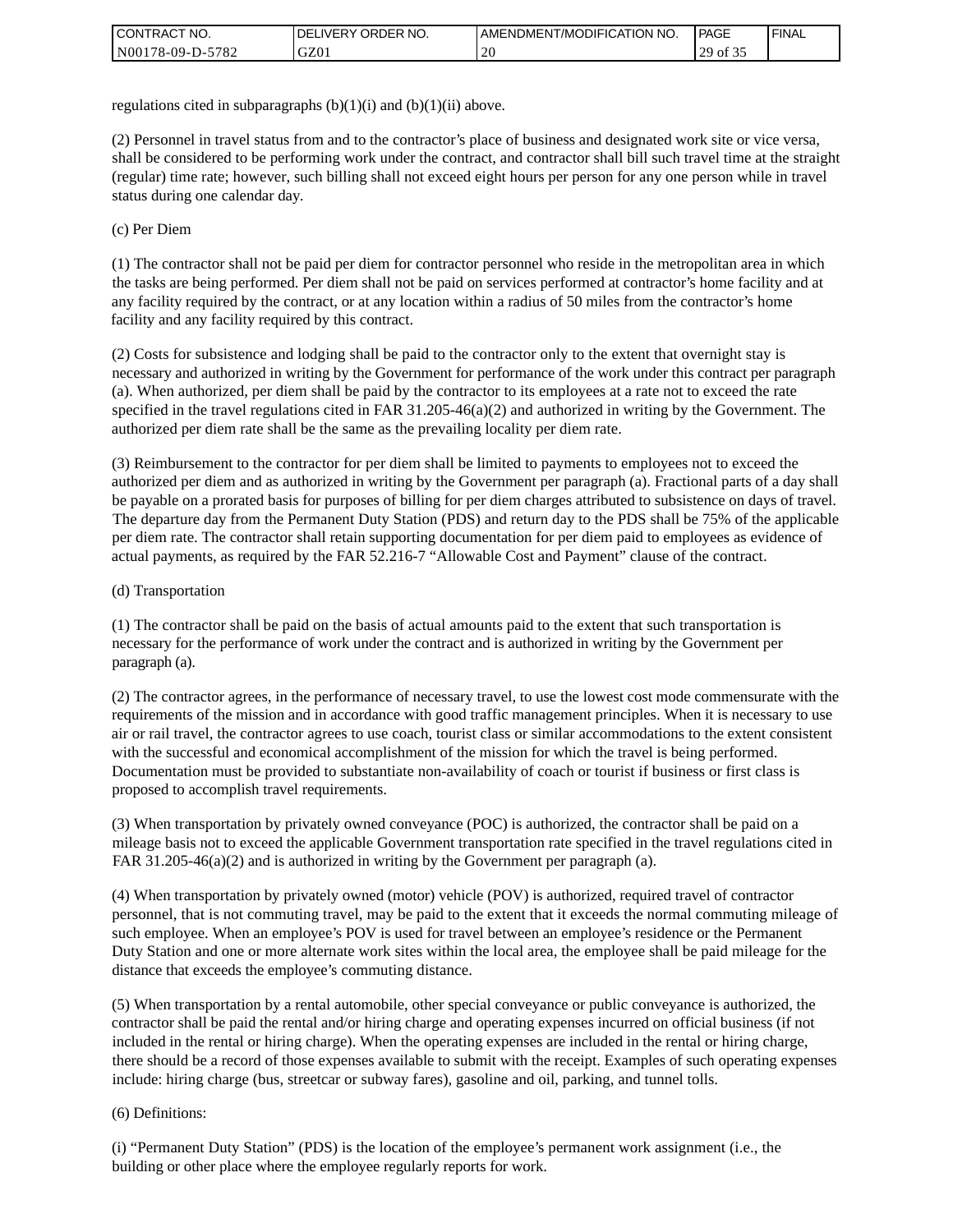regulations cited in subparagraphs (b)(1)(i) and (b)(1)(ii) above.

(2) Personnel in travel status from and to the contractor's place of business and designated work site or vice versa, shall be considered to be performing work under the contract, and contractor shall bill such travel time at the straight (regular) time rate; however, such billing shall not exceed eight hours per person for any one person while in travel status during one calendar day.

(c) Per Diem

(1) The contractor shall not be paid per diem for contractor personnel who reside in the metropolitan area in which the tasks are being performed. Per diem shall not be paid on services performed at contractor's home facility and at any facility required by the contract, or at any location within a radius of 50 miles from the contractor's home facility and any facility required by this contract.

(2) Costs for subsistence and lodging shall be paid to the contractor only to the extent that overnight stay is necessary and authorized in writing by the Government for performance of the work under this contract per paragraph (a). When authorized, per diem shall be paid by the contractor to its employees at a rate not to exceed the rate specified in the travel regulations cited in FAR 31.205-46(a)(2) and authorized in writing by the Government. The authorized per diem rate shall be the same as the prevailing locality per diem rate.

(3) Reimbursement to the contractor for per diem shall be limited to payments to employees not to exceed the authorized per diem and as authorized in writing by the Government per paragraph (a). Fractional parts of a day shall be payable on a prorated basis for purposes of billing for per diem charges attributed to subsistence on days of travel. The departure day from the Permanent Duty Station (PDS) and return day to the PDS shall be 75% of the applicable per diem rate. The contractor shall retain supporting documentation for per diem paid to employees as evidence of actual payments, as required by the FAR 52.216-7 "Allowable Cost and Payment" clause of the contract.

(d) Transportation

(1) The contractor shall be paid on the basis of actual amounts paid to the extent that such transportation is necessary for the performance of work under the contract and is authorized in writing by the Government per paragraph (a).

(2) The contractor agrees, in the performance of necessary travel, to use the lowest cost mode commensurate with the requirements of the mission and in accordance with good traffic management principles. When it is necessary to use air or rail travel, the contractor agrees to use coach, tourist class or similar accommodations to the extent consistent with the successful and economical accomplishment of the mission for which the travel is being performed. Documentation must be provided to substantiate non-availability of coach or tourist if business or first class is proposed to accomplish travel requirements.

(3) When transportation by privately owned conveyance (POC) is authorized, the contractor shall be paid on a mileage basis not to exceed the applicable Government transportation rate specified in the travel regulations cited in FAR 31.205-46(a)(2) and is authorized in writing by the Government per paragraph (a).

(4) When transportation by privately owned (motor) vehicle (POV) is authorized, required travel of contractor personnel, that is not commuting travel, may be paid to the extent that it exceeds the normal commuting mileage of such employee. When an employee's POV is used for travel between an employee's residence or the Permanent Duty Station and one or more alternate work sites within the local area, the employee shall be paid mileage for the distance that exceeds the employee's commuting distance.

(5) When transportation by a rental automobile, other special conveyance or public conveyance is authorized, the contractor shall be paid the rental and/or hiring charge and operating expenses incurred on official business (if not included in the rental or hiring charge). When the operating expenses are included in the rental or hiring charge, there should be a record of those expenses available to submit with the receipt. Examples of such operating expenses include: hiring charge (bus, streetcar or subway fares), gasoline and oil, parking, and tunnel tolls.

(6) Definitions:

(i) "Permanent Duty Station" (PDS) is the location of the employee's permanent work assignment (i.e., the building or other place where the employee regularly reports for work.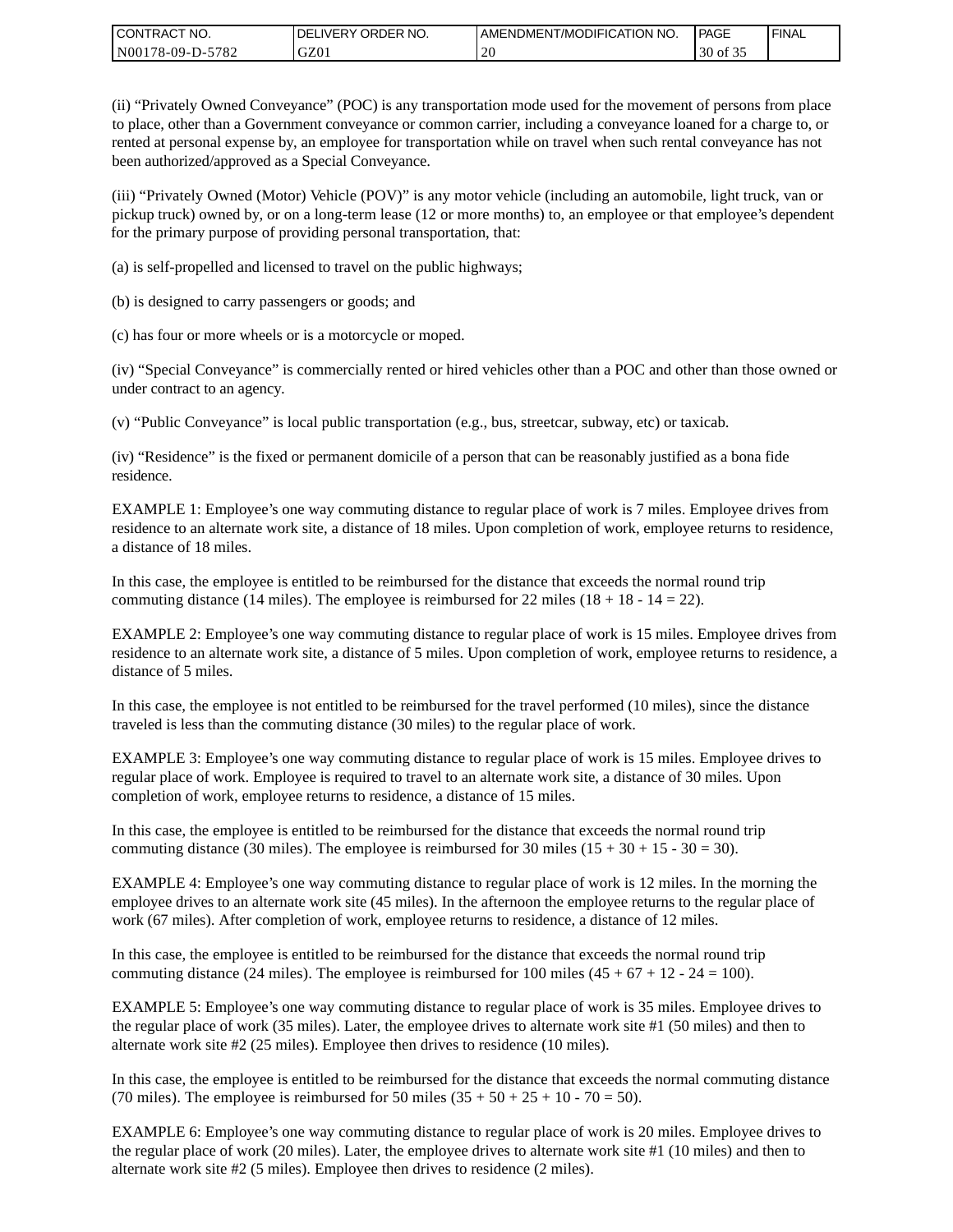(ii) “Privately Owned Conveyance” (POC) is any transportation mode used for the movement of persons from place to place, other than a Government conveyance or common carrier, including a conveyance loaned for a charge to, or rented at personal expense by, an employee for transportation while on travel when such rental conveyance has not been authorized/approved as a Special Conveyance.

(iii) “Privately Owned (Motor) Vehicle (POV)” is any motor vehicle (including an automobile, light truck, van or pickup truck) owned by, or on a long-term lease (12 or more months) to, an employee or that employee’s dependent for the primary purpose of providing personal transportation, that:

(a) is self-propelled and licensed to travel on the public highways;

(b) is designed to carry passengers or goods; and

(c) has four or more wheels or is a motorcycle or moped.

(iv) “Special Conveyance” is commercially rented or hired vehicles other than a POC and other than those owned or under contract to an agency.

(v) “Public Conveyance” is local public transportation (e.g., bus, streetcar, subway, etc) or taxicab.

(iv) “Residence” is the fixed or permanent domicile of a person that can be reasonably justified as a bona fide residence.

EXAMPLE 1: Employee’s one way commuting distance to regular place of work is 7 miles. Employee drives from residence to an alternate work site, a distance of 18 miles. Upon completion of work, employee returns to residence, a distance of 18 miles.

In this case, the employee is entitled to be reimbursed for the distance that exceeds the normal round trip commuting distance (14 miles). The employee is reimbursed for 22 miles (18 + 18 - 14 = 22).

EXAMPLE 2: Employee’s one way commuting distance to regular place of work is 15 miles. Employee drives from residence to an alternate work site, a distance of 5 miles. Upon completion of work, employee returns to residence, a distance of 5 miles.

In this case, the employee is not entitled to be reimbursed for the travel performed (10 miles), since the distance traveled is less than the commuting distance (30 miles) to the regular place of work.

EXAMPLE 3: Employee’s one way commuting distance to regular place of work is 15 miles. Employee drives to regular place of work. Employee is required to travel to an alternate work site, a distance of 30 miles. Upon completion of work, employee returns to residence, a distance of 15 miles.

In this case, the employee is entitled to be reimbursed for the distance that exceeds the normal round trip commuting distance (30 miles). The employee is reimbursed for 30 miles (15 + 30 + 15 - 30 = 30).

EXAMPLE 4: Employee’s one way commuting distance to regular place of work is 12 miles. In the morning the employee drives to an alternate work site (45 miles). In the afternoon the employee returns to the regular place of work (67 miles). After completion of work, employee returns to residence, a distance of 12 miles.

In this case, the employee is entitled to be reimbursed for the distance that exceeds the normal round trip commuting distance (24 miles). The employee is reimbursed for 100 miles (45 + 67 + 12 - 24 = 100).

EXAMPLE 5: Employee’s one way commuting distance to regular place of work is 35 miles. Employee drives to the regular place of work (35 miles). Later, the employee drives to alternate work site #1 (50 miles) and then to alternate work site #2 (25 miles). Employee then drives to residence (10 miles).

In this case, the employee is entitled to be reimbursed for the distance that exceeds the normal commuting distance (70 miles). The employee is reimbursed for 50 miles (35 + 50 + 25 + 10 - 70 = 50).

EXAMPLE 6: Employee’s one way commuting distance to regular place of work is 20 miles. Employee drives to the regular place of work (20 miles). Later, the employee drives to alternate work site #1 (10 miles) and then to alternate work site #2 (5 miles). Employee then drives to residence (2 miles).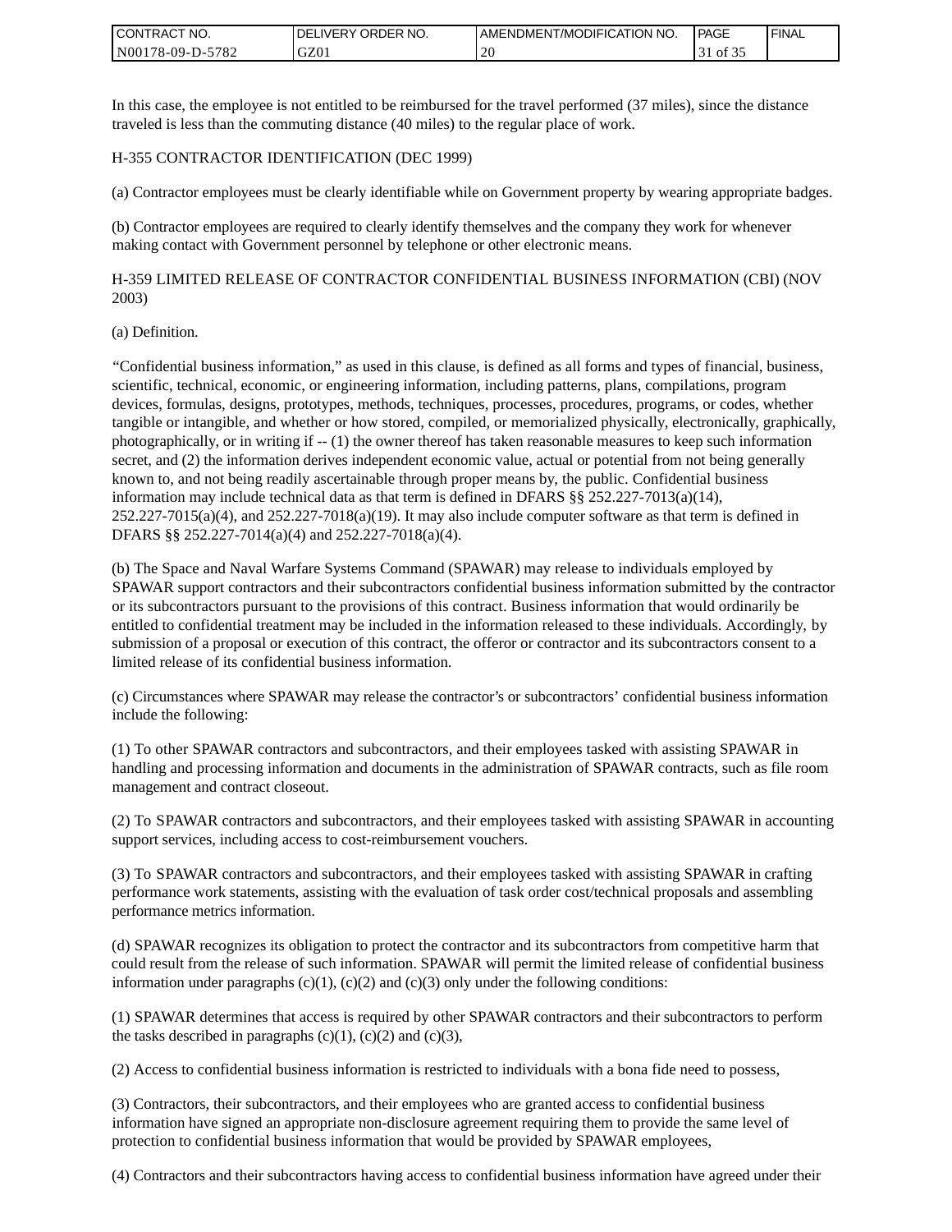In this case, the employee is not entitled to be reimbursed for the travel performed (37 miles), since the distance traveled is less than the commuting distance (40 miles) to the regular place of work.

H-355 CONTRACTOR IDENTIFICATION (DEC 1999)

(a) Contractor employees must be clearly identifiable while on Government property by wearing appropriate badges.

(b) Contractor employees are required to clearly identify themselves and the company they work for whenever making contact with Government personnel by telephone or other electronic means.

H-359 LIMITED RELEASE OF CONTRACTOR CONFIDENTIAL BUSINESS INFORMATION (CBI) (NOV 2003)

(a) Definition.

“Confidential business information,” as used in this clause, is defined as all forms and types of financial, business, scientific, technical, economic, or engineering information, including patterns, plans, compilations, program devices, formulas, designs, prototypes, methods, techniques, processes, procedures, programs, or codes, whether tangible or intangible, and whether or how stored, compiled, or memorialized physically, electronically, graphically, photographically, or in writing if -- (1) the owner thereof has taken reasonable measures to keep such information secret, and (2) the information derives independent economic value, actual or potential from not being generally known to, and not being readily ascertainable through proper means by, the public. Confidential business information may include technical data as that term is defined in DFARS §§ 252.227-7013(a)(14), 252.227-7015(a)(4), and 252.227-7018(a)(19). It may also include computer software as that term is defined in DFARS §§ 252.227-7014(a)(4) and 252.227-7018(a)(4).

(b) The Space and Naval Warfare Systems Command (SPAWAR) may release to individuals employed by SPAWAR support contractors and their subcontractors confidential business information submitted by the contractor or its subcontractors pursuant to the provisions of this contract. Business information that would ordinarily be entitled to confidential treatment may be included in the information released to these individuals. Accordingly, by submission of a proposal or execution of this contract, the offeror or contractor and its subcontractors consent to a limited release of its confidential business information.

(c) Circumstances where SPAWAR may release the contractor’s or subcontractors’ confidential business information include the following:

(1) To other SPAWAR contractors and subcontractors, and their employees tasked with assisting SPAWAR in handling and processing information and documents in the administration of SPAWAR contracts, such as file room management and contract closeout.

(2) To SPAWAR contractors and subcontractors, and their employees tasked with assisting SPAWAR in accounting support services, including access to cost-reimbursement vouchers.

(3) To SPAWAR contractors and subcontractors, and their employees tasked with assisting SPAWAR in crafting performance work statements, assisting with the evaluation of task order cost/technical proposals and assembling performance metrics information.

(d) SPAWAR recognizes its obligation to protect the contractor and its subcontractors from competitive harm that could result from the release of such information. SPAWAR will permit the limited release of confidential business information under paragraphs (c)(1), (c)(2) and (c)(3) only under the following conditions:

(1) SPAWAR determines that access is required by other SPAWAR contractors and their subcontractors to perform the tasks described in paragraphs (c)(1), (c)(2) and (c)(3),

(2) Access to confidential business information is restricted to individuals with a bona fide need to possess,

(3) Contractors, their subcontractors, and their employees who are granted access to confidential business information have signed an appropriate non-disclosure agreement requiring them to provide the same level of protection to confidential business information that would be provided by SPAWAR employees,

(4) Contractors and their subcontractors having access to confidential business information have agreed under their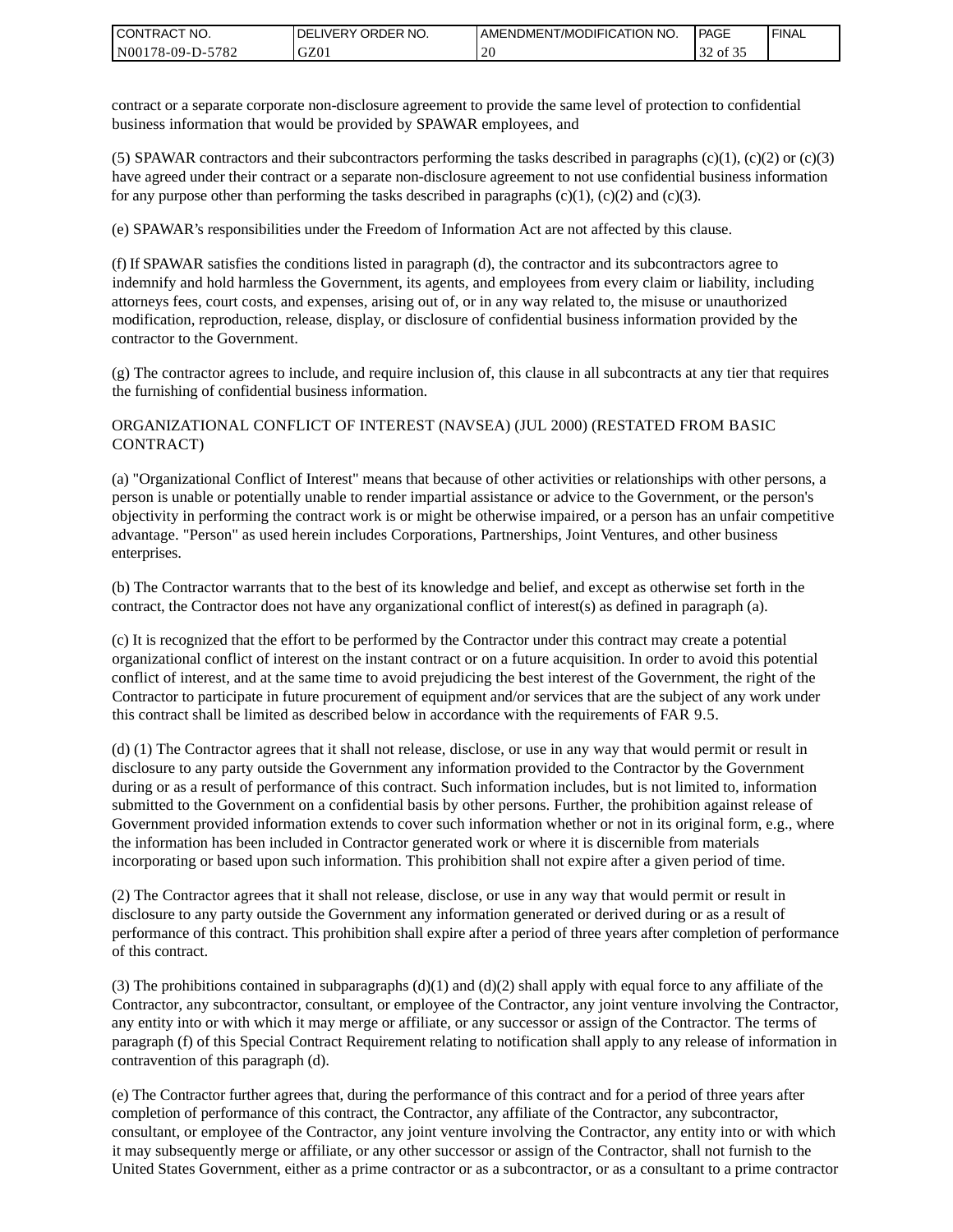contract or a separate corporate non-disclosure agreement to provide the same level of protection to confidential business information that would be provided by SPAWAR employees, and

(5) SPAWAR contractors and their subcontractors performing the tasks described in paragraphs (c)(1), (c)(2) or (c)(3) have agreed under their contract or a separate non-disclosure agreement to not use confidential business information for any purpose other than performing the tasks described in paragraphs (c)(1), (c)(2) and (c)(3).

(e) SPAWAR's responsibilities under the Freedom of Information Act are not affected by this clause.

(f) If SPAWAR satisfies the conditions listed in paragraph (d), the contractor and its subcontractors agree to indemnify and hold harmless the Government, its agents, and employees from every claim or liability, including attorneys fees, court costs, and expenses, arising out of, or in any way related to, the misuse or unauthorized modification, reproduction, release, display, or disclosure of confidential business information provided by the contractor to the Government.

(g) The contractor agrees to include, and require inclusion of, this clause in all subcontracts at any tier that requires the furnishing of confidential business information.

ORGANIZATIONAL CONFLICT OF INTEREST (NAVSEA) (JUL 2000) (RESTATED FROM BASIC CONTRACT)

(a) "Organizational Conflict of Interest" means that because of other activities or relationships with other persons, a person is unable or potentially unable to render impartial assistance or advice to the Government, or the person's objectivity in performing the contract work is or might be otherwise impaired, or a person has an unfair competitive advantage. "Person" as used herein includes Corporations, Partnerships, Joint Ventures, and other business enterprises.

(b) The Contractor warrants that to the best of its knowledge and belief, and except as otherwise set forth in the contract, the Contractor does not have any organizational conflict of interest(s) as defined in paragraph (a).

(c) It is recognized that the effort to be performed by the Contractor under this contract may create a potential organizational conflict of interest on the instant contract or on a future acquisition. In order to avoid this potential conflict of interest, and at the same time to avoid prejudicing the best interest of the Government, the right of the Contractor to participate in future procurement of equipment and/or services that are the subject of any work under this contract shall be limited as described below in accordance with the requirements of FAR 9.5.

(d) (1) The Contractor agrees that it shall not release, disclose, or use in any way that would permit or result in disclosure to any party outside the Government any information provided to the Contractor by the Government during or as a result of performance of this contract. Such information includes, but is not limited to, information submitted to the Government on a confidential basis by other persons. Further, the prohibition against release of Government provided information extends to cover such information whether or not in its original form, e.g., where the information has been included in Contractor generated work or where it is discernible from materials incorporating or based upon such information. This prohibition shall not expire after a given period of time.

(2) The Contractor agrees that it shall not release, disclose, or use in any way that would permit or result in disclosure to any party outside the Government any information generated or derived during or as a result of performance of this contract. This prohibition shall expire after a period of three years after completion of performance of this contract.

(3) The prohibitions contained in subparagraphs (d)(1) and (d)(2) shall apply with equal force to any affiliate of the Contractor, any subcontractor, consultant, or employee of the Contractor, any joint venture involving the Contractor, any entity into or with which it may merge or affiliate, or any successor or assign of the Contractor. The terms of paragraph (f) of this Special Contract Requirement relating to notification shall apply to any release of information in contravention of this paragraph (d).

(e) The Contractor further agrees that, during the performance of this contract and for a period of three years after completion of performance of this contract, the Contractor, any affiliate of the Contractor, any subcontractor, consultant, or employee of the Contractor, any joint venture involving the Contractor, any entity into or with which it may subsequently merge or affiliate, or any other successor or assign of the Contractor, shall not furnish to the United States Government, either as a prime contractor or as a subcontractor, or as a consultant to a prime contractor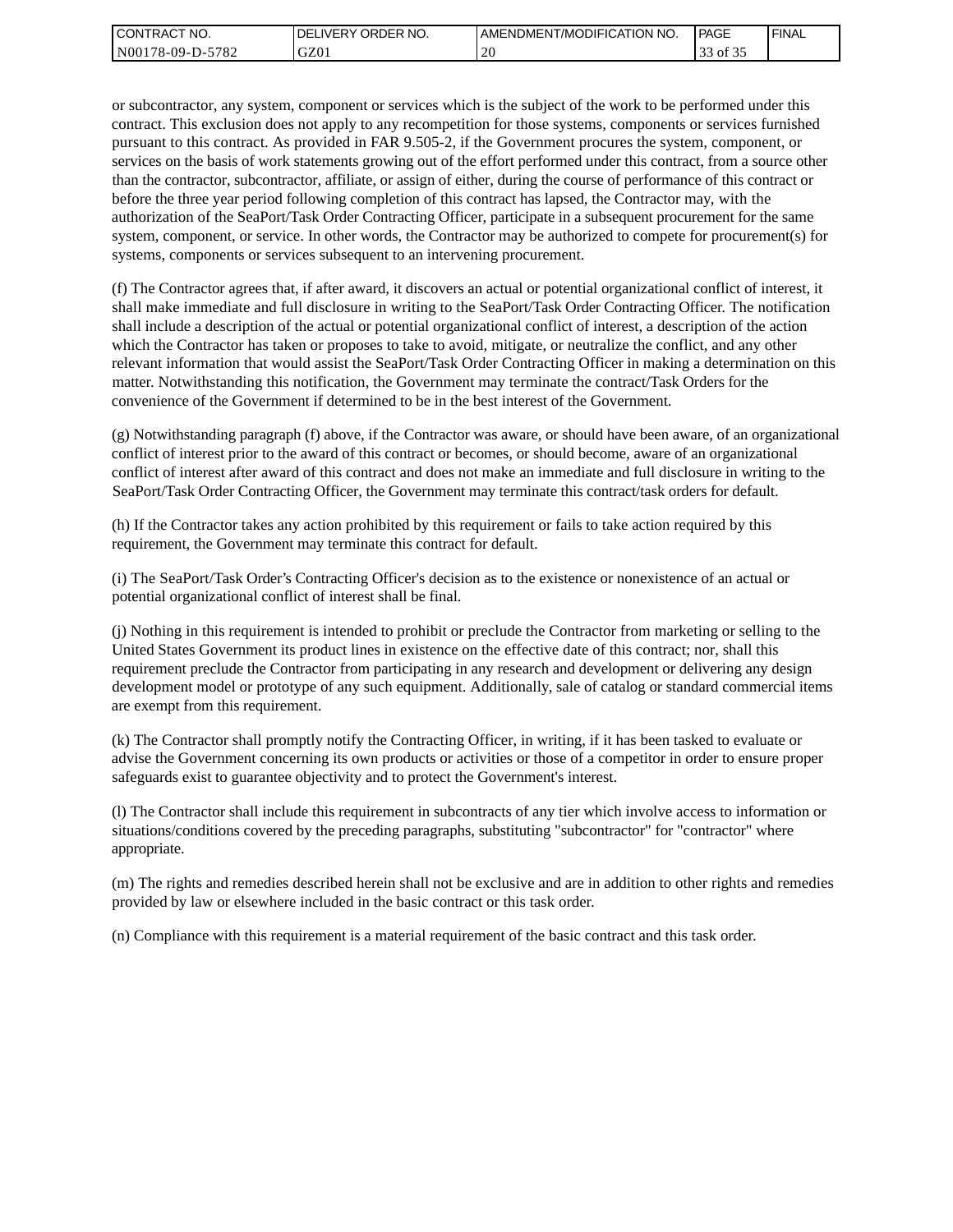or subcontractor, any system, component or services which is the subject of the work to be performed under this contract. This exclusion does not apply to any recompetition for those systems, components or services furnished pursuant to this contract. As provided in FAR 9.505-2, if the Government procures the system, component, or services on the basis of work statements growing out of the effort performed under this contract, from a source other than the contractor, subcontractor, affiliate, or assign of either, during the course of performance of this contract or before the three year period following completion of this contract has lapsed, the Contractor may, with the authorization of the SeaPort/Task Order Contracting Officer, participate in a subsequent procurement for the same system, component, or service. In other words, the Contractor may be authorized to compete for procurement(s) for systems, components or services subsequent to an intervening procurement.

(f) The Contractor agrees that, if after award, it discovers an actual or potential organizational conflict of interest, it shall make immediate and full disclosure in writing to the SeaPort/Task Order Contracting Officer. The notification shall include a description of the actual or potential organizational conflict of interest, a description of the action which the Contractor has taken or proposes to take to avoid, mitigate, or neutralize the conflict, and any other relevant information that would assist the SeaPort/Task Order Contracting Officer in making a determination on this matter. Notwithstanding this notification, the Government may terminate the contract/Task Orders for the convenience of the Government if determined to be in the best interest of the Government.

(g) Notwithstanding paragraph (f) above, if the Contractor was aware, or should have been aware, of an organizational conflict of interest prior to the award of this contract or becomes, or should become, aware of an organizational conflict of interest after award of this contract and does not make an immediate and full disclosure in writing to the SeaPort/Task Order Contracting Officer, the Government may terminate this contract/task orders for default.

(h) If the Contractor takes any action prohibited by this requirement or fails to take action required by this requirement, the Government may terminate this contract for default.

(i) The SeaPort/Task Order's Contracting Officer's decision as to the existence or nonexistence of an actual or potential organizational conflict of interest shall be final.

(j) Nothing in this requirement is intended to prohibit or preclude the Contractor from marketing or selling to the United States Government its product lines in existence on the effective date of this contract; nor, shall this requirement preclude the Contractor from participating in any research and development or delivering any design development model or prototype of any such equipment. Additionally, sale of catalog or standard commercial items are exempt from this requirement.

(k) The Contractor shall promptly notify the Contracting Officer, in writing, if it has been tasked to evaluate or advise the Government concerning its own products or activities or those of a competitor in order to ensure proper safeguards exist to guarantee objectivity and to protect the Government's interest.

(l) The Contractor shall include this requirement in subcontracts of any tier which involve access to information or situations/conditions covered by the preceding paragraphs, substituting "subcontractor" for "contractor" where appropriate.

(m) The rights and remedies described herein shall not be exclusive and are in addition to other rights and remedies provided by law or elsewhere included in the basic contract or this task order.

(n) Compliance with this requirement is a material requirement of the basic contract and this task order.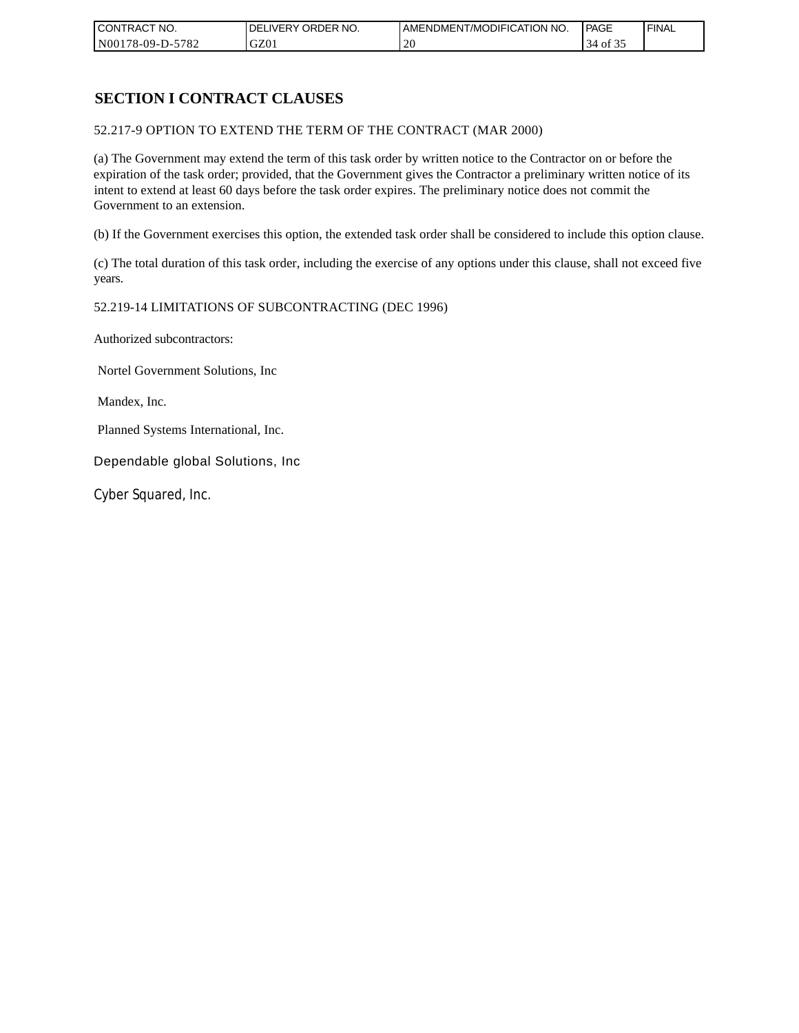## SECTION I CONTRACT CLAUSES

52.217-9 OPTION TO EXTEND THE TERM OF THE CONTRACT (MAR 2000)

(a) The Government may extend the term of this task order by written notice to the Contractor on or before the expiration of the task order; provided, that the Government gives the Contractor a preliminary written notice of its intent to extend at least 60 days before the task order expires. The preliminary notice does not commit the Government to an extension.

(b) If the Government exercises this option, the extended task order shall be considered to include this option clause.

(c) The total duration of this task order, including the exercise of any options under this clause, shall not exceed five years.

52.219-14 LIMITATIONS OF SUBCONTRACTING (DEC 1996)

Authorized subcontractors:

Nortel Government Solutions, Inc

Mandex, Inc.

Planned Systems International, Inc.

Dependable global Solutions, Inc

Cyber Squared, Inc.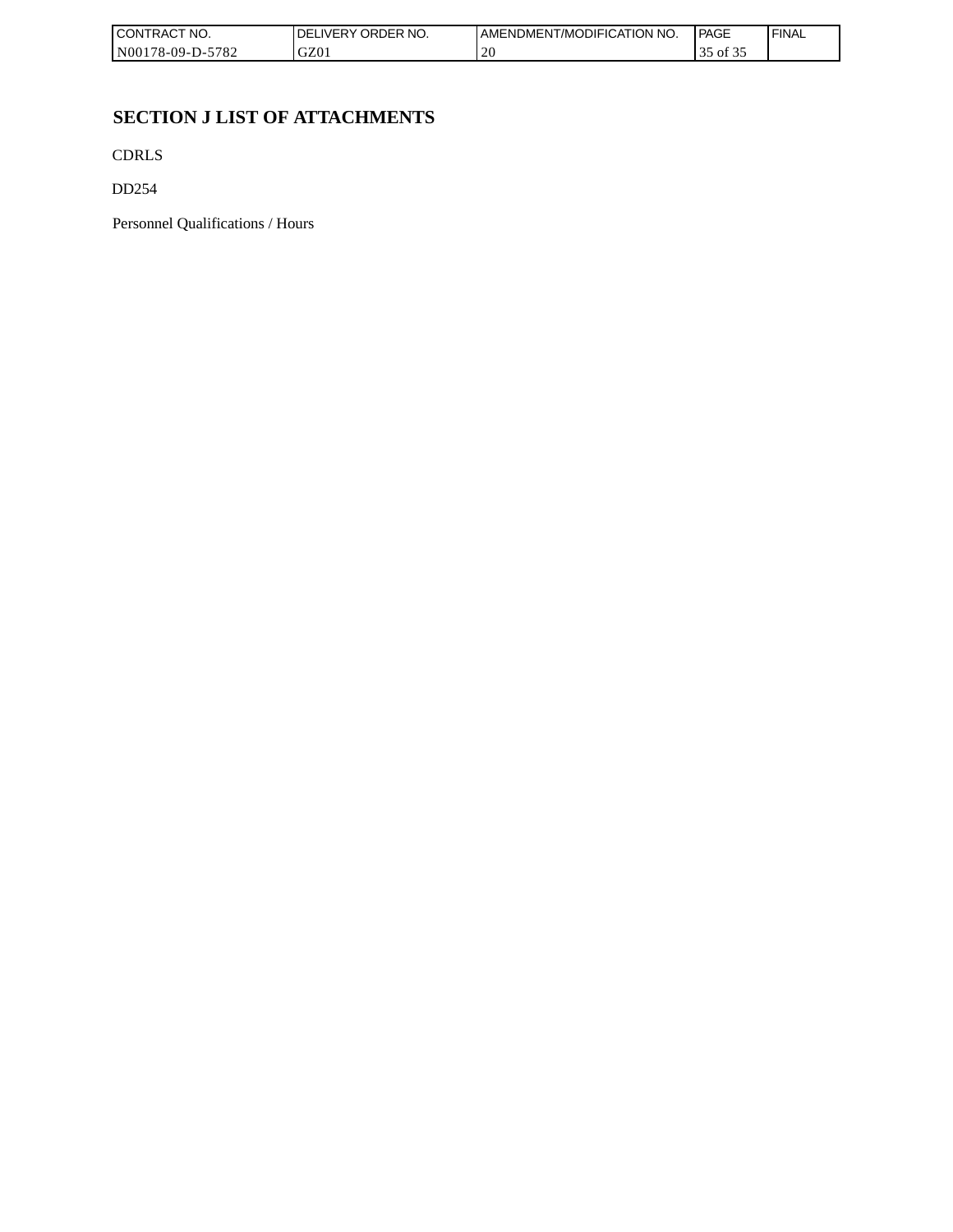## SECTION J LIST OF ATTACHMENTS

CDRLS

DD254

Personnel Qualifications / Hours